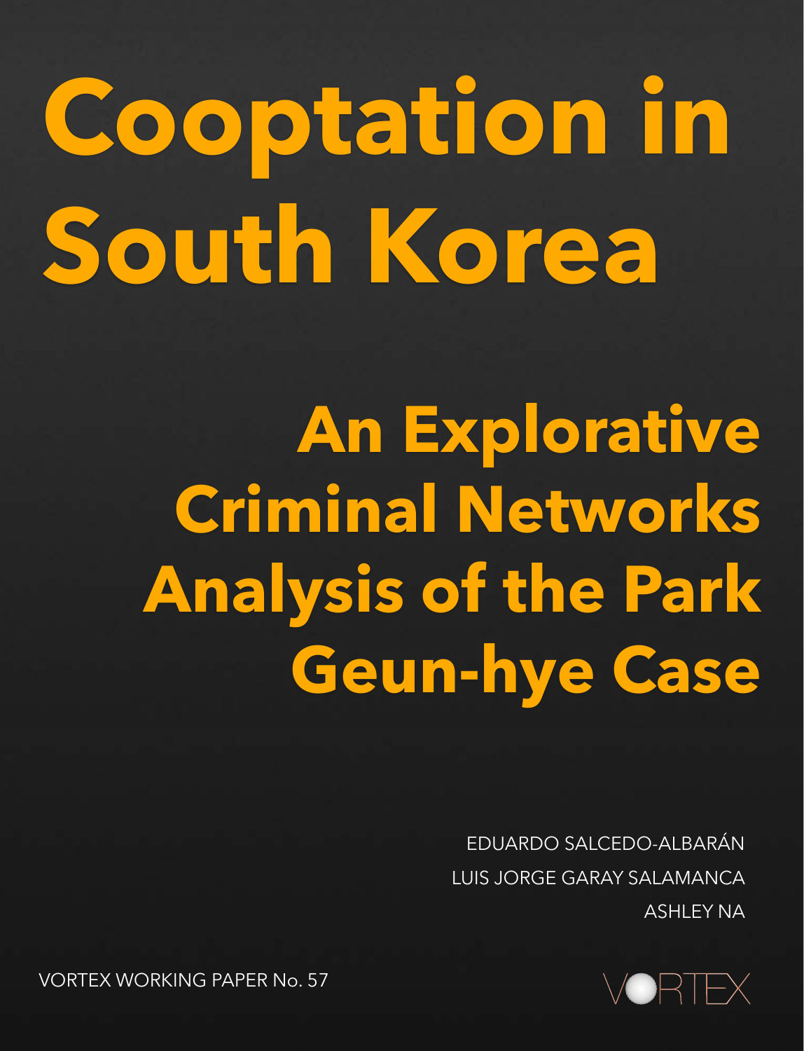# Cooptation in South Korea

## An Explorative Criminal Networks Analysis of the Park Geun-hye Case

EDUARDO SALCEDO-ALBARÁN

LUIS JORGE GARAY SALAMANCA

ASHLEY NA

VORTEX WORKING PAPER No. 57

VORTEX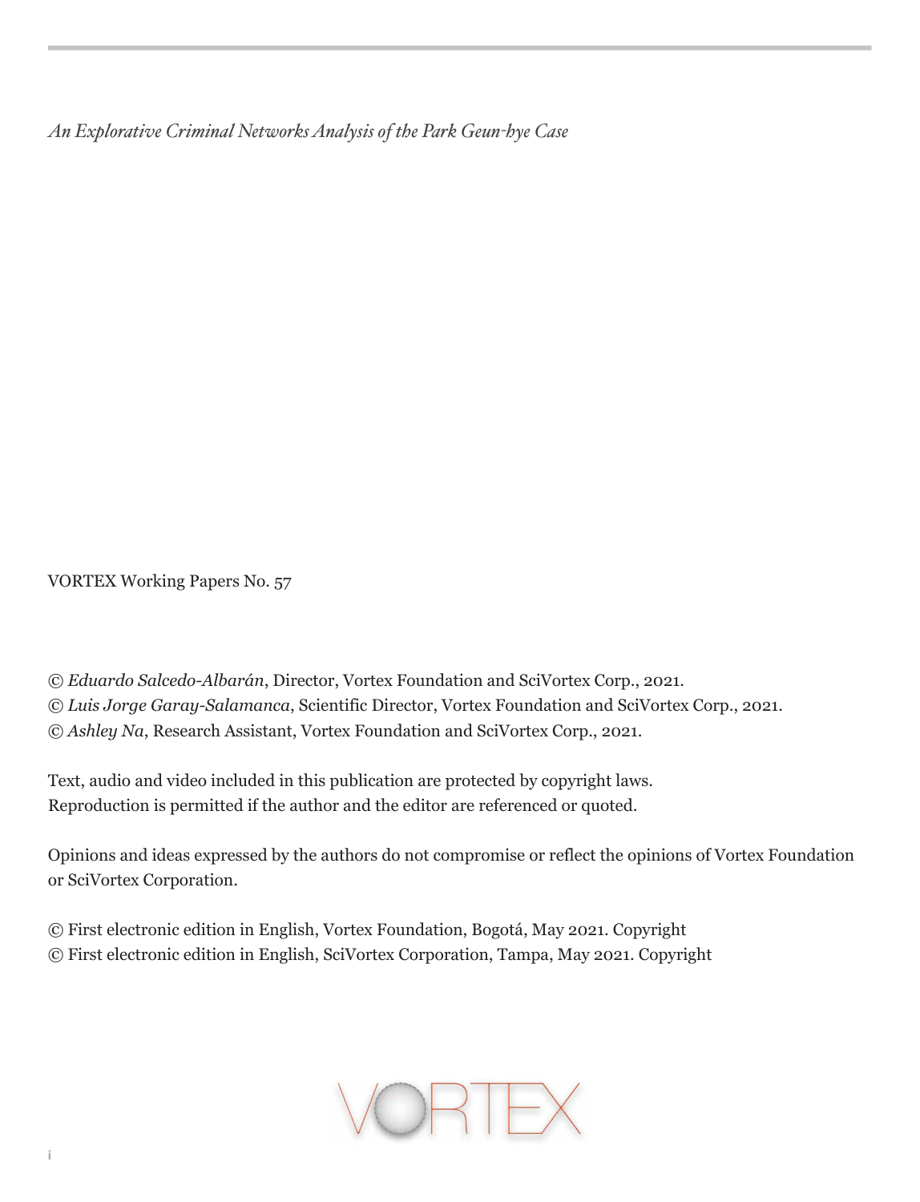*An Explorative Criminal Networks Analysis of the Park Geun-hye Case*

VORTEX Working Papers No. 57

© *Eduardo Salcedo-Albarán*, Director, Vortex Foundation and SciVortex Corp., 2021.
© *Luis Jorge Garay-Salamanca*, Scientific Director, Vortex Foundation and SciVortex Corp., 2021.
© *Ashley Na*, Research Assistant, Vortex Foundation and SciVortex Corp., 2021.

Text, audio and video included in this publication are protected by copyright laws.
Reproduction is permitted if the author and the editor are referenced or quoted.

Opinions and ideas expressed by the authors do not compromise or reflect the opinions of Vortex Foundation or SciVortex Corporation.

© First electronic edition in English, Vortex Foundation, Bogotá, May 2021. Copyright
© First electronic edition in English, SciVortex Corporation, Tampa, May 2021. Copyright

VORTEX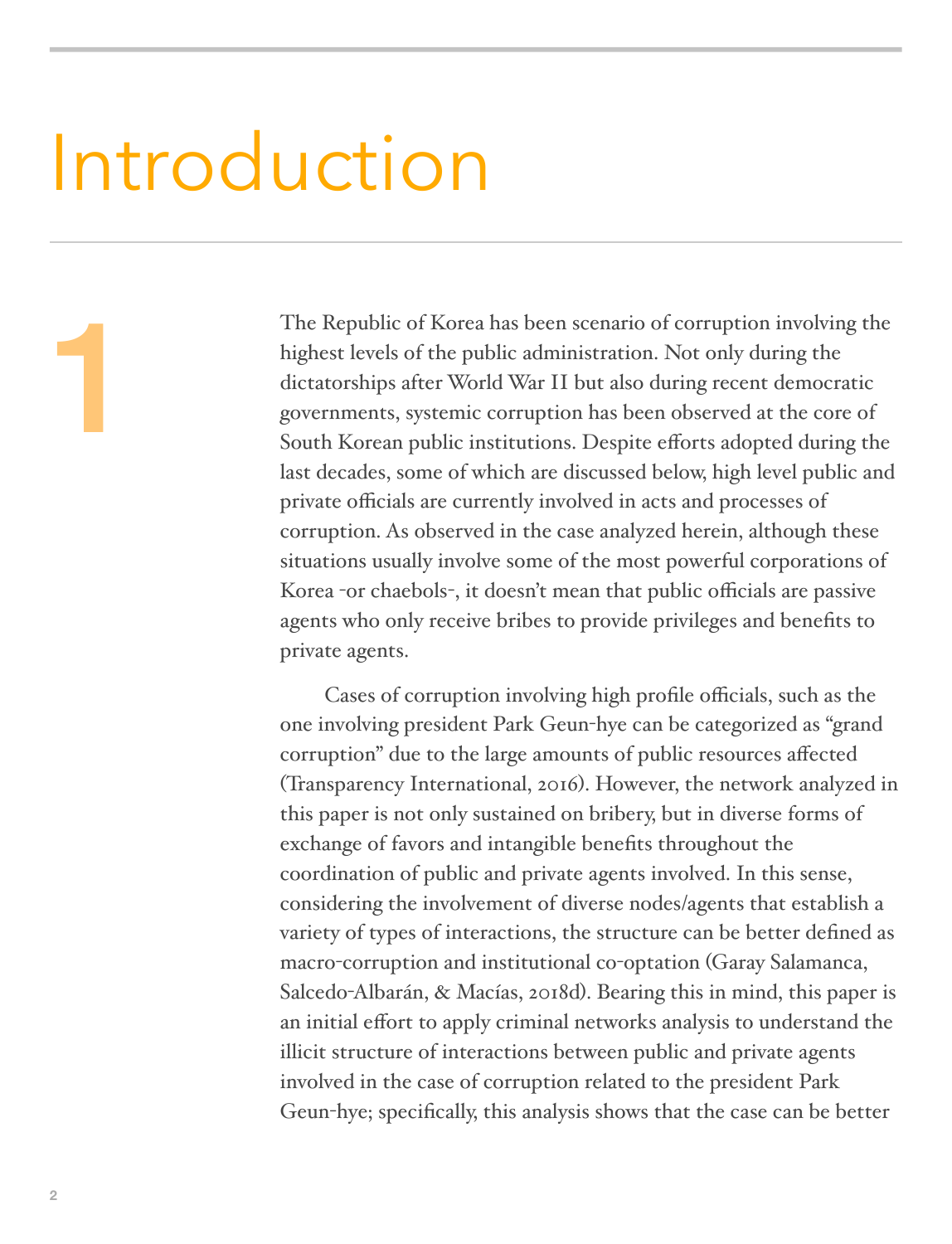# 1 Introduction

The Republic of Korea has been scenario of corruption involving the highest levels of the public administration. Not only during the dictatorships after World War II but also during recent democratic governments, systemic corruption has been observed at the core of South Korean public institutions. Despite efforts adopted during the last decades, some of which are discussed below, high level public and private officials are currently involved in acts and processes of corruption. As observed in the case analyzed herein, although these situations usually involve some of the most powerful corporations of Korea -or chaebols-, it doesn't mean that public officials are passive agents who only receive bribes to provide privileges and benefits to private agents.

Cases of corruption involving high profile officials, such as the one involving president Park Geun-hye can be categorized as "grand corruption" due to the large amounts of public resources affected (Transparency International, 2016). However, the network analyzed in this paper is not only sustained on bribery, but in diverse forms of exchange of favors and intangible benefits throughout the coordination of public and private agents involved. In this sense, considering the involvement of diverse nodes/agents that establish a variety of types of interactions, the structure can be better defined as macro-corruption and institutional co-optation (Garay Salamanca, Salcedo-Albarán, & Macías, 2018d). Bearing this in mind, this paper is an initial effort to apply criminal networks analysis to understand the illicit structure of interactions between public and private agents involved in the case of corruption related to the president Park Geun-hye; specifically, this analysis shows that the case can be better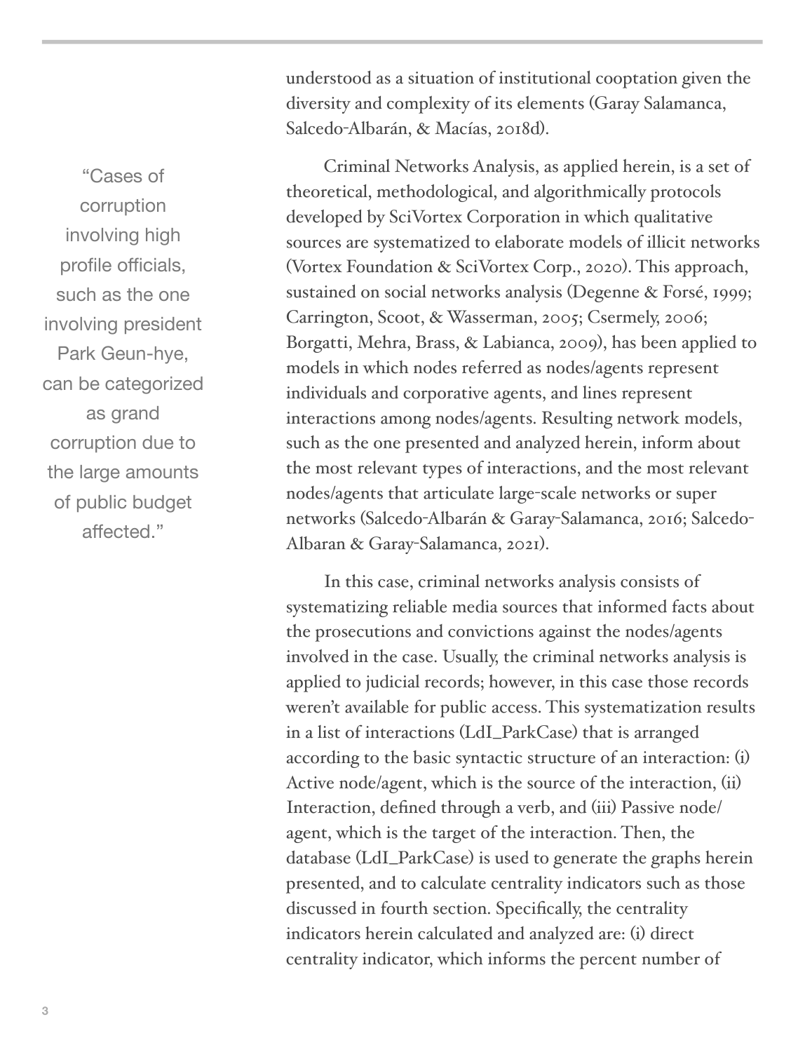understood as a situation of institutional cooptation given the diversity and complexity of its elements (Garay Salamanca, Salcedo-Albarán, & Macías, 2018d).

> "Cases of corruption involving high profile officials, such as the one involving president Park Geun-hye, can be categorized as grand corruption due to the large amounts of public budget affected."

Criminal Networks Analysis, as applied herein, is a set of theoretical, methodological, and algorithmically protocols developed by SciVortex Corporation in which qualitative sources are systematized to elaborate models of illicit networks (Vortex Foundation & SciVortex Corp., 2020). This approach, sustained on social networks analysis (Degenne & Forsé, 1999; Carrington, Scoot, & Wasserman, 2005; Csermely, 2006; Borgatti, Mehra, Brass, & Labianca, 2009), has been applied to models in which nodes referred as nodes/agents represent individuals and corporative agents, and lines represent interactions among nodes/agents. Resulting network models, such as the one presented and analyzed herein, inform about the most relevant types of interactions, and the most relevant nodes/agents that articulate large-scale networks or super networks (Salcedo-Albarán & Garay-Salamanca, 2016; Salcedo-Albaran & Garay-Salamanca, 2021).

In this case, criminal networks analysis consists of systematizing reliable media sources that informed facts about the prosecutions and convictions against the nodes/agents involved in the case. Usually, the criminal networks analysis is applied to judicial records; however, in this case those records weren't available for public access. This systematization results in a list of interactions (LdI_ParkCase) that is arranged according to the basic syntactic structure of an interaction: (i) Active node/agent, which is the source of the interaction, (ii) Interaction, defined through a verb, and (iii) Passive node/agent, which is the target of the interaction. Then, the database (LdI_ParkCase) is used to generate the graphs herein presented, and to calculate centrality indicators such as those discussed in fourth section. Specifically, the centrality indicators herein calculated and analyzed are: (i) direct centrality indicator, which informs the percent number of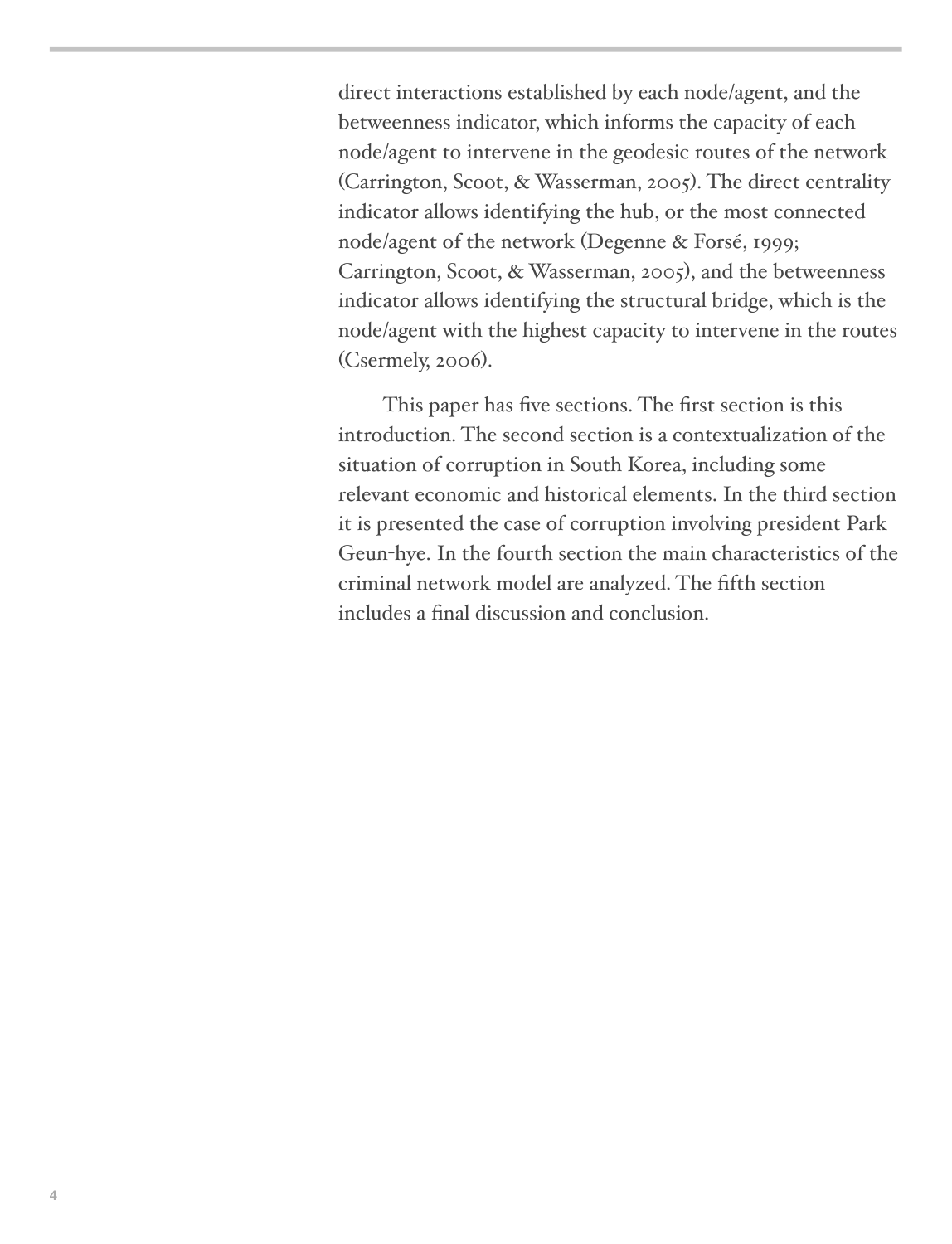direct interactions established by each node/agent, and the betweenness indicator, which informs the capacity of each node/agent to intervene in the geodesic routes of the network (Carrington, Scoot, & Wasserman, 2005). The direct centrality indicator allows identifying the hub, or the most connected node/agent of the network (Degenne & Forsé, 1999; Carrington, Scoot, & Wasserman, 2005), and the betweenness indicator allows identifying the structural bridge, which is the node/agent with the highest capacity to intervene in the routes (Csermely, 2006).

This paper has five sections. The first section is this introduction. The second section is a contextualization of the situation of corruption in South Korea, including some relevant economic and historical elements. In the third section it is presented the case of corruption involving president Park Geun-hye. In the fourth section the main characteristics of the criminal network model are analyzed. The fifth section includes a final discussion and conclusion.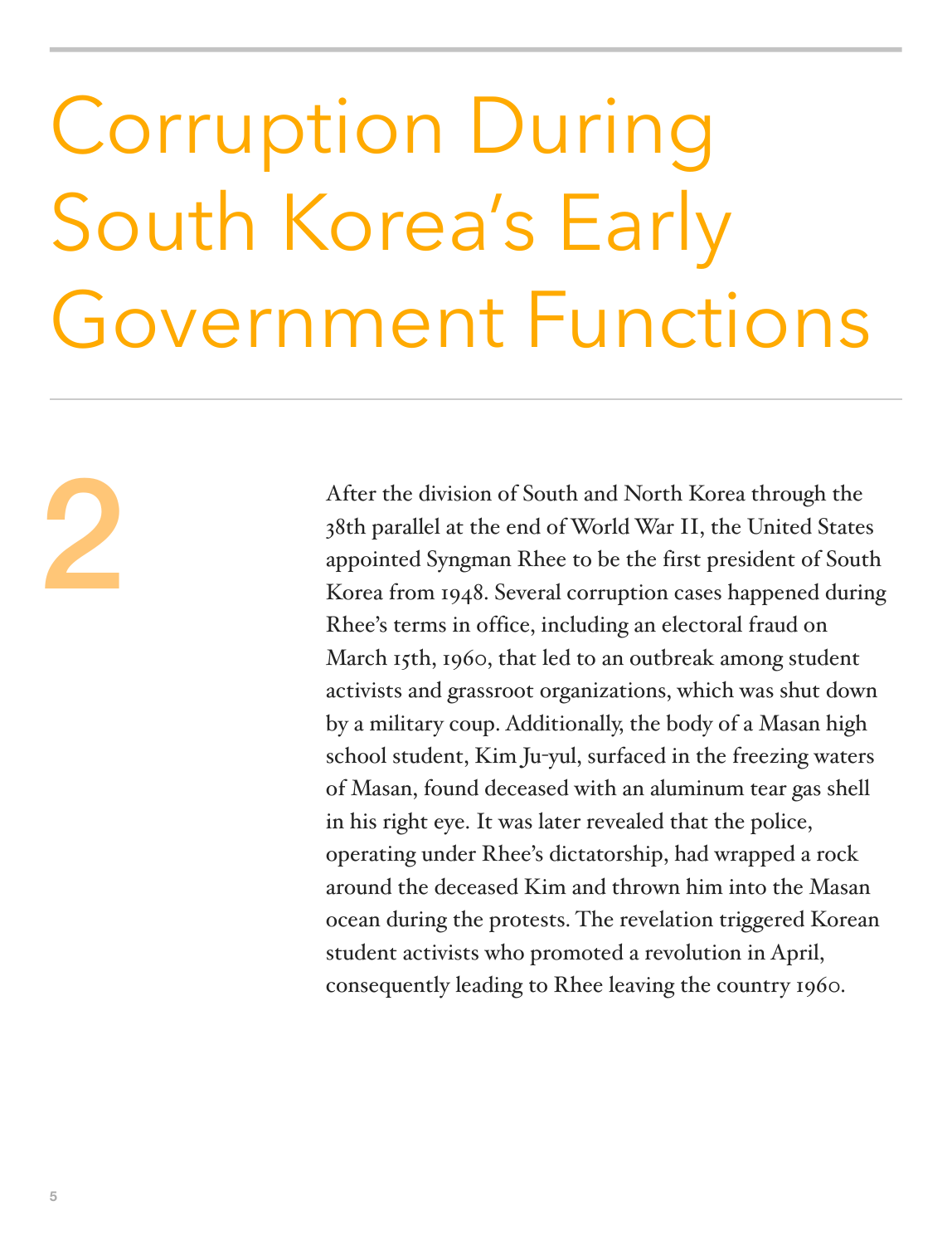# Corruption During South Korea's Early Government Functions

2

After the division of South and North Korea through the 38th parallel at the end of World War II, the United States appointed Syngman Rhee to be the first president of South Korea from 1948. Several corruption cases happened during Rhee's terms in office, including an electoral fraud on March 15th, 1960, that led to an outbreak among student activists and grassroot organizations, which was shut down by a military coup. Additionally, the body of a Masan high school student, Kim Ju-yul, surfaced in the freezing waters of Masan, found deceased with an aluminum tear gas shell in his right eye. It was later revealed that the police, operating under Rhee's dictatorship, had wrapped a rock around the deceased Kim and thrown him into the Masan ocean during the protests. The revelation triggered Korean student activists who promoted a revolution in April, consequently leading to Rhee leaving the country 1960.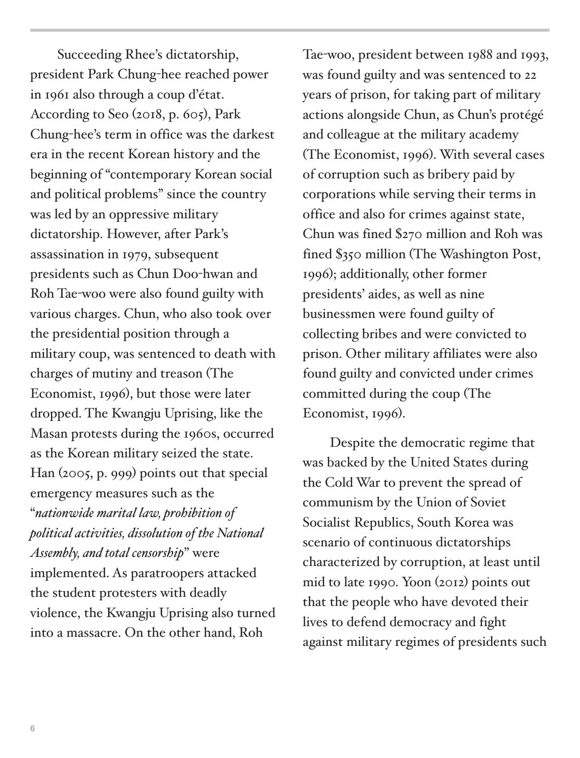Succeeding Rhee's dictatorship, president Park Chung-hee reached power in 1961 also through a coup d'état. According to Seo (2018, p. 605), Park Chung-hee's term in office was the darkest era in the recent Korean history and the beginning of "contemporary Korean social and political problems" since the country was led by an oppressive military dictatorship. However, after Park's assassination in 1979, subsequent presidents such as Chun Doo-hwan and Roh Tae-woo were also found guilty with various charges. Chun, who also took over the presidential position through a military coup, was sentenced to death with charges of mutiny and treason (The Economist, 1996), but those were later dropped. The Kwangju Uprising, like the Masan protests during the 1960s, occurred as the Korean military seized the state. Han (2005, p. 999) points out that special emergency measures such as the "*nationwide marital law, prohibition of political activities, dissolution of the National Assembly, and total censorship*" were implemented. As paratroopers attacked the student protesters with deadly violence, the Kwangju Uprising also turned into a massacre. On the other hand, Roh Tae-woo, president between 1988 and 1993, was found guilty and was sentenced to 22 years of prison, for taking part of military actions alongside Chun, as Chun's protégé and colleague at the military academy (The Economist, 1996). With several cases of corruption such as bribery paid by corporations while serving their terms in office and also for crimes against state, Chun was fined $270 million and Roh was fined $350 million (The Washington Post, 1996); additionally, other former presidents' aides, as well as nine businessmen were found guilty of collecting bribes and were convicted to prison. Other military affiliates were also found guilty and convicted under crimes committed during the coup (The Economist, 1996).

Despite the democratic regime that was backed by the United States during the Cold War to prevent the spread of communism by the Union of Soviet Socialist Republics, South Korea was scenario of continuous dictatorships characterized by corruption, at least until mid to late 1990. Yoon (2012) points out that the people who have devoted their lives to defend democracy and fight against military regimes of presidents such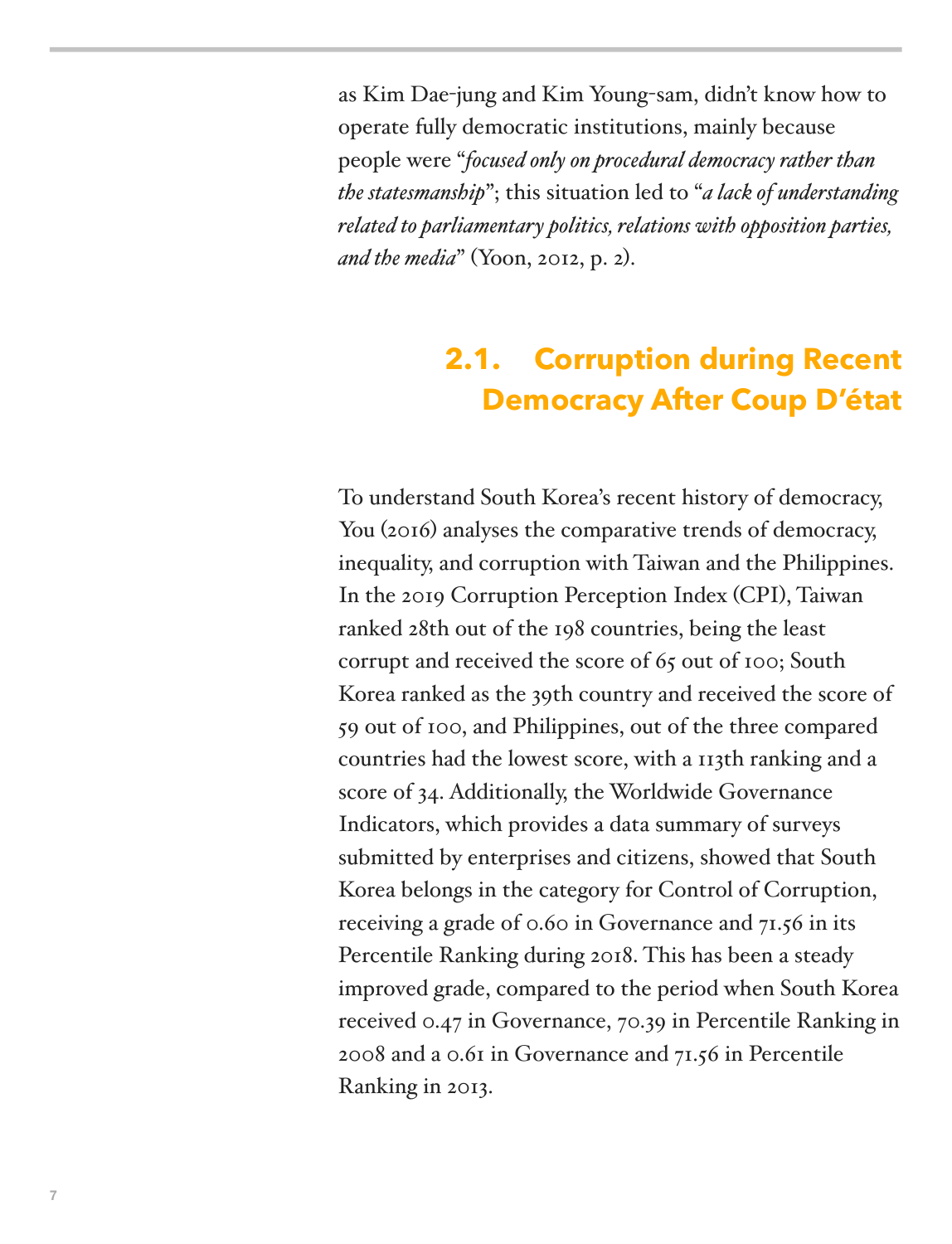as Kim Dae-jung and Kim Young-sam, didn't know how to operate fully democratic institutions, mainly because people were "*focused only on procedural democracy rather than the statesmanship*"; this situation led to "*a lack of understanding related to parliamentary politics, relations with opposition parties, and the media*" (Yoon, 2012, p. 2).

## 2.1. Corruption during Recent Democracy After Coup D'état

To understand South Korea's recent history of democracy, You (2016) analyses the comparative trends of democracy, inequality, and corruption with Taiwan and the Philippines. In the 2019 Corruption Perception Index (CPI), Taiwan ranked 28th out of the 198 countries, being the least corrupt and received the score of 65 out of 100; South Korea ranked as the 39th country and received the score of 59 out of 100, and Philippines, out of the three compared countries had the lowest score, with a 113th ranking and a score of 34. Additionally, the Worldwide Governance Indicators, which provides a data summary of surveys submitted by enterprises and citizens, showed that South Korea belongs in the category for Control of Corruption, receiving a grade of 0.60 in Governance and 71.56 in its Percentile Ranking during 2018. This has been a steady improved grade, compared to the period when South Korea received 0.47 in Governance, 70.39 in Percentile Ranking in 2008 and a 0.61 in Governance and 71.56 in Percentile Ranking in 2013.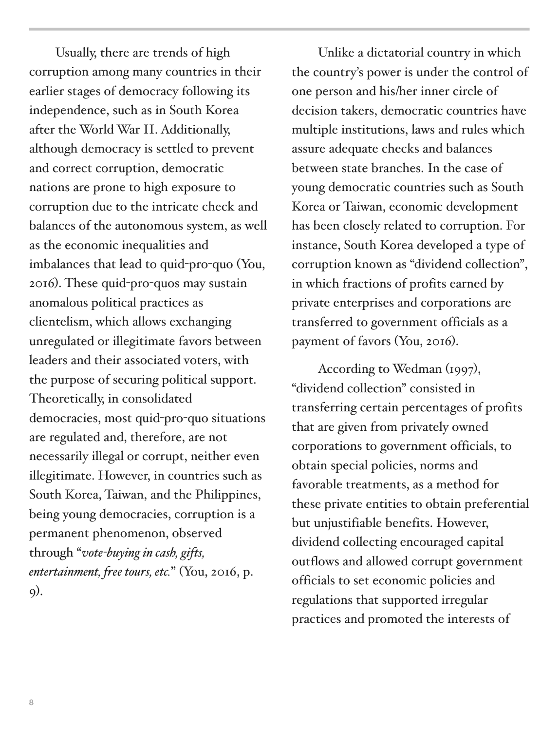Usually, there are trends of high corruption among many countries in their earlier stages of democracy following its independence, such as in South Korea after the World War II. Additionally, although democracy is settled to prevent and correct corruption, democratic nations are prone to high exposure to corruption due to the intricate check and balances of the autonomous system, as well as the economic inequalities and imbalances that lead to quid-pro-quo (You, 2016). These quid-pro-quos may sustain anomalous political practices as clientelism, which allows exchanging unregulated or illegitimate favors between leaders and their associated voters, with the purpose of securing political support. Theoretically, in consolidated democracies, most quid-pro-quo situations are regulated and, therefore, are not necessarily illegal or corrupt, neither even illegitimate. However, in countries such as South Korea, Taiwan, and the Philippines, being young democracies, corruption is a permanent phenomenon, observed through "*vote-buying in cash, gifts, entertainment, free tours, etc.*" (You, 2016, p. 9).

Unlike a dictatorial country in which the country's power is under the control of one person and his/her inner circle of decision takers, democratic countries have multiple institutions, laws and rules which assure adequate checks and balances between state branches. In the case of young democratic countries such as South Korea or Taiwan, economic development has been closely related to corruption. For instance, South Korea developed a type of corruption known as "dividend collection", in which fractions of profits earned by private enterprises and corporations are transferred to government officials as a payment of favors (You, 2016).

According to Wedman (1997), "dividend collection" consisted in transferring certain percentages of profits that are given from privately owned corporations to government officials, to obtain special policies, norms and favorable treatments, as a method for these private entities to obtain preferential but unjustifiable benefits. However, dividend collecting encouraged capital outflows and allowed corrupt government officials to set economic policies and regulations that supported irregular practices and promoted the interests of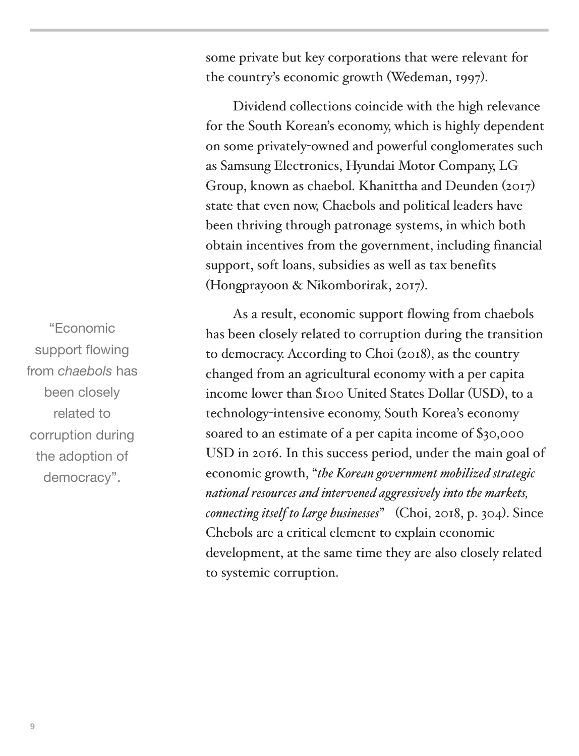some private but key corporations that were relevant for the country's economic growth (Wedeman, 1997).

Dividend collections coincide with the high relevance for the South Korean's economy, which is highly dependent on some privately-owned and powerful conglomerates such as Samsung Electronics, Hyundai Motor Company, LG Group, known as chaebol. Khanittha and Deunden (2017) state that even now, Chaebols and political leaders have been thriving through patronage systems, in which both obtain incentives from the government, including financial support, soft loans, subsidies as well as tax benefits (Hongprayoon & Nikomborirak, 2017).

> "Economic support flowing from *chaebols* has been closely related to corruption during the adoption of democracy".

As a result, economic support flowing from chaebols has been closely related to corruption during the transition to democracy. According to Choi (2018), as the country changed from an agricultural economy with a per capita income lower than $100 United States Dollar (USD), to a technology-intensive economy, South Korea's economy soared to an estimate of a per capita income of $30,000 USD in 2016. In this success period, under the main goal of economic growth, "*the Korean government mobilized strategic national resources and intervened aggressively into the markets, connecting itself to large businesses*" (Choi, 2018, p. 304). Since Chebols are a critical element to explain economic development, at the same time they are also closely related to systemic corruption.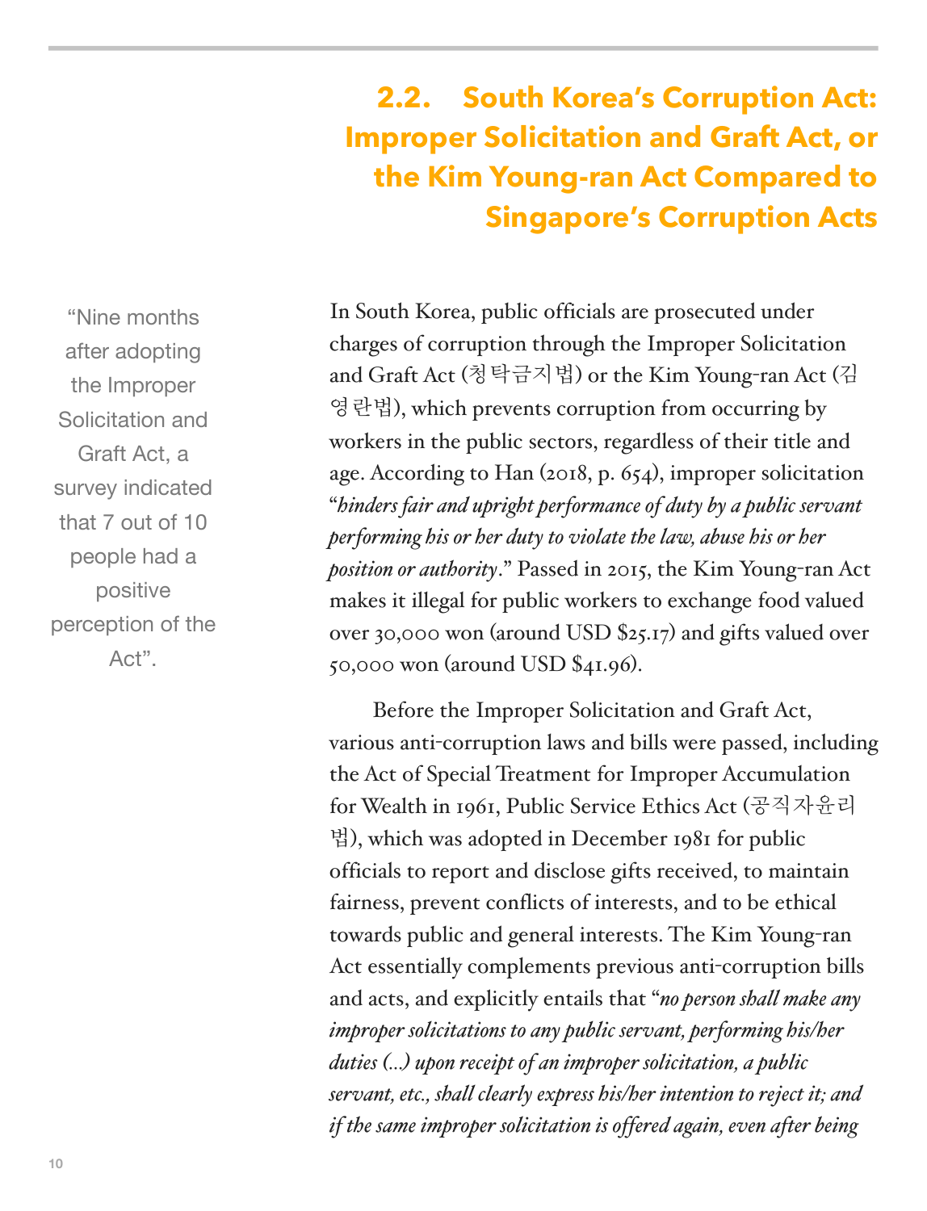## 2.2. South Korea's Corruption Act: Improper Solicitation and Graft Act, or the Kim Young-ran Act Compared to Singapore's Corruption Acts

"Nine months after adopting the Improper Solicitation and Graft Act, a survey indicated that 7 out of 10 people had a positive perception of the Act".

In South Korea, public officials are prosecuted under charges of corruption through the Improper Solicitation and Graft Act (청탁금지법) or the Kim Young-ran Act (김영란법), which prevents corruption from occurring by workers in the public sectors, regardless of their title and age. According to Han (2018, p. 654), improper solicitation "*hinders fair and upright performance of duty by a public servant performing his or her duty to violate the law, abuse his or her position or authority*." Passed in 2015, the Kim Young-ran Act makes it illegal for public workers to exchange food valued over 30,000 won (around USD $25.17) and gifts valued over 50,000 won (around USD $41.96).

Before the Improper Solicitation and Graft Act, various anti-corruption laws and bills were passed, including the Act of Special Treatment for Improper Accumulation for Wealth in 1961, Public Service Ethics Act (공직자윤리법), which was adopted in December 1981 for public officials to report and disclose gifts received, to maintain fairness, prevent conflicts of interests, and to be ethical towards public and general interests. The Kim Young-ran Act essentially complements previous anti-corruption bills and acts, and explicitly entails that "*no person shall make any improper solicitations to any public servant, performing his/her duties (...) upon receipt of an improper solicitation, a public servant, etc., shall clearly express his/her intention to reject it; and if the same improper solicitation is offered again, even after being*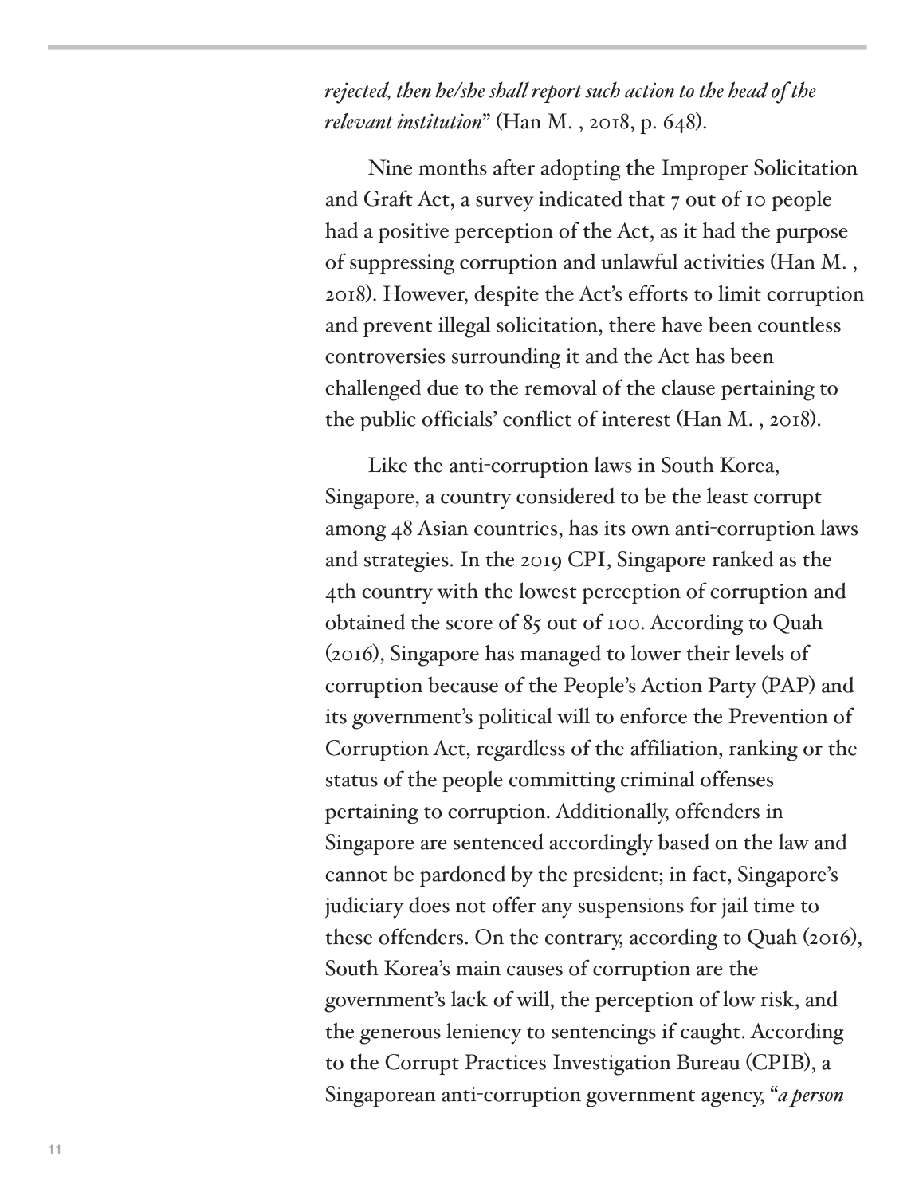*rejected, then he/she shall report such action to the head of the relevant institution*" (Han M. , 2018, p. 648).

Nine months after adopting the Improper Solicitation and Graft Act, a survey indicated that 7 out of 10 people had a positive perception of the Act, as it had the purpose of suppressing corruption and unlawful activities (Han M. , 2018). However, despite the Act's efforts to limit corruption and prevent illegal solicitation, there have been countless controversies surrounding it and the Act has been challenged due to the removal of the clause pertaining to the public officials' conflict of interest (Han M. , 2018).

Like the anti-corruption laws in South Korea, Singapore, a country considered to be the least corrupt among 48 Asian countries, has its own anti-corruption laws and strategies. In the 2019 CPI, Singapore ranked as the 4th country with the lowest perception of corruption and obtained the score of 85 out of 100. According to Quah (2016), Singapore has managed to lower their levels of corruption because of the People's Action Party (PAP) and its government's political will to enforce the Prevention of Corruption Act, regardless of the affiliation, ranking or the status of the people committing criminal offenses pertaining to corruption. Additionally, offenders in Singapore are sentenced accordingly based on the law and cannot be pardoned by the president; in fact, Singapore's judiciary does not offer any suspensions for jail time to these offenders. On the contrary, according to Quah (2016), South Korea's main causes of corruption are the government's lack of will, the perception of low risk, and the generous leniency to sentencings if caught. According to the Corrupt Practices Investigation Bureau (CPIB), a Singaporean anti-corruption government agency, "*a person*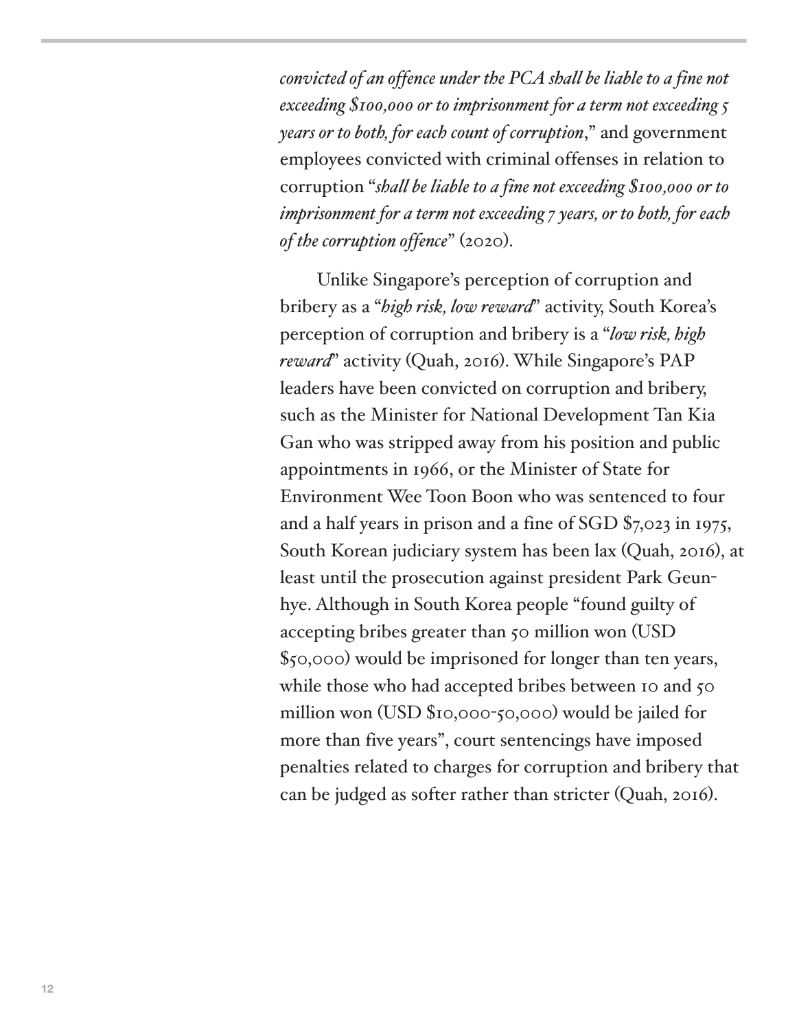*convicted of an offence under the PCA shall be liable to a fine not exceeding $100,000 or to imprisonment for a term not exceeding 5 years or to both, for each count of corruption*," and government employees convicted with criminal offenses in relation to corruption "*shall be liable to a fine not exceeding $100,000 or to imprisonment for a term not exceeding 7 years, or to both, for each of the corruption offence*" (2020).

Unlike Singapore's perception of corruption and bribery as a "***high risk, low reward***" activity, South Korea's perception of corruption and bribery is a "***low risk, high reward***" activity (Quah, 2016). While Singapore's PAP leaders have been convicted on corruption and bribery, such as the Minister for National Development Tan Kia Gan who was stripped away from his position and public appointments in 1966, or the Minister of State for Environment Wee Toon Boon who was sentenced to four and a half years in prison and a fine of SGD $7,023 in 1975, South Korean judiciary system has been lax (Quah, 2016), at least until the prosecution against president Park Geun-hye. Although in South Korea people "found guilty of accepting bribes greater than 50 million won (USD $50,000) would be imprisoned for longer than ten years, while those who had accepted bribes between 10 and 50 million won (USD $10,000-50,000) would be jailed for more than five years", court sentencings have imposed penalties related to charges for corruption and bribery that can be judged as softer rather than stricter (Quah, 2016).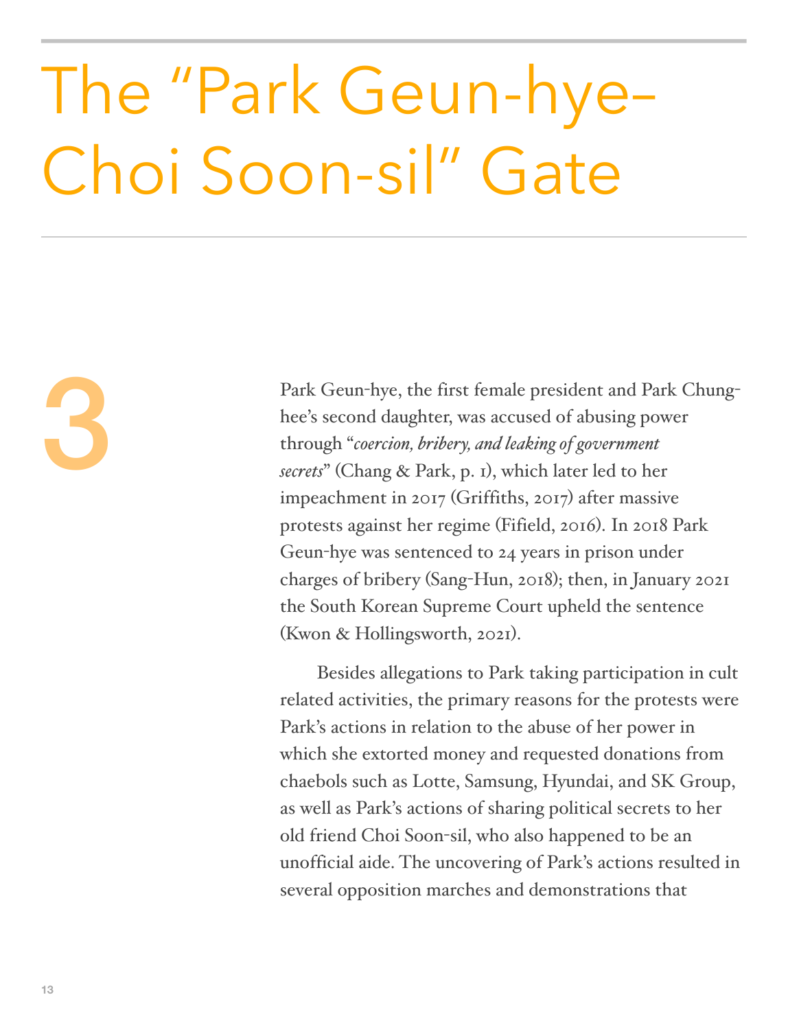# 3 The "Park Geun-hye–Choi Soon-sil" Gate

Park Geun-hye, the first female president and Park Chung-hee's second daughter, was accused of abusing power through "*coercion, bribery, and leaking of government secrets*" (Chang & Park, p. 1), which later led to her impeachment in 2017 (Griffiths, 2017) after massive protests against her regime (Fifield, 2016). In 2018 Park Geun-hye was sentenced to 24 years in prison under charges of bribery (Sang-Hun, 2018); then, in January 2021 the South Korean Supreme Court upheld the sentence (Kwon & Hollingsworth, 2021).

Besides allegations to Park taking participation in cult related activities, the primary reasons for the protests were Park's actions in relation to the abuse of her power in which she extorted money and requested donations from chaebols such as Lotte, Samsung, Hyundai, and SK Group, as well as Park's actions of sharing political secrets to her old friend Choi Soon-sil, who also happened to be an unofficial aide. The uncovering of Park's actions resulted in several opposition marches and demonstrations that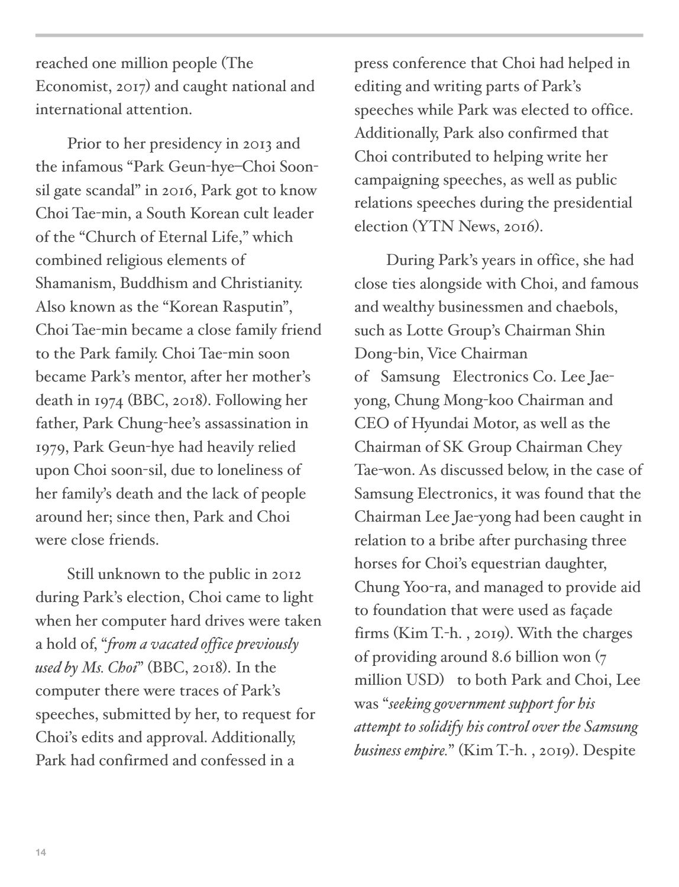reached one million people (The Economist, 2017) and caught national and international attention.

Prior to her presidency in 2013 and the infamous "Park Geun-hye–Choi Soon-sil gate scandal" in 2016, Park got to know Choi Tae-min, a South Korean cult leader of the "Church of Eternal Life," which combined religious elements of Shamanism, Buddhism and Christianity. Also known as the "Korean Rasputin", Choi Tae-min became a close family friend to the Park family. Choi Tae-min soon became Park's mentor, after her mother's death in 1974 (BBC, 2018). Following her father, Park Chung-hee's assassination in 1979, Park Geun-hye had heavily relied upon Choi soon-sil, due to loneliness of her family's death and the lack of people around her; since then, Park and Choi were close friends.

Still unknown to the public in 2012 during Park's election, Choi came to light when her computer hard drives were taken a hold of, "*from a vacated office previously used by Ms. Choi*" (BBC, 2018). In the computer there were traces of Park's speeches, submitted by her, to request for Choi's edits and approval. Additionally, Park had confirmed and confessed in a press conference that Choi had helped in editing and writing parts of Park's speeches while Park was elected to office. Additionally, Park also confirmed that Choi contributed to helping write her campaigning speeches, as well as public relations speeches during the presidential election (YTN News, 2016).

During Park's years in office, she had close ties alongside with Choi, and famous and wealthy businessmen and chaebols, such as Lotte Group's Chairman Shin Dong-bin, Vice Chairman of Samsung Electronics Co. Lee Jae-yong, Chung Mong-koo Chairman and CEO of Hyundai Motor, as well as the Chairman of SK Group Chairman Chey Tae-won. As discussed below, in the case of Samsung Electronics, it was found that the Chairman Lee Jae-yong had been caught in relation to a bribe after purchasing three horses for Choi's equestrian daughter, Chung Yoo-ra, and managed to provide aid to foundation that were used as façade firms (Kim T.-h. , 2019). With the charges of providing around 8.6 billion won (7 million USD) to both Park and Choi, Lee was "*seeking government support for his attempt to solidify his control over the Samsung business empire.*" (Kim T.-h. , 2019). Despite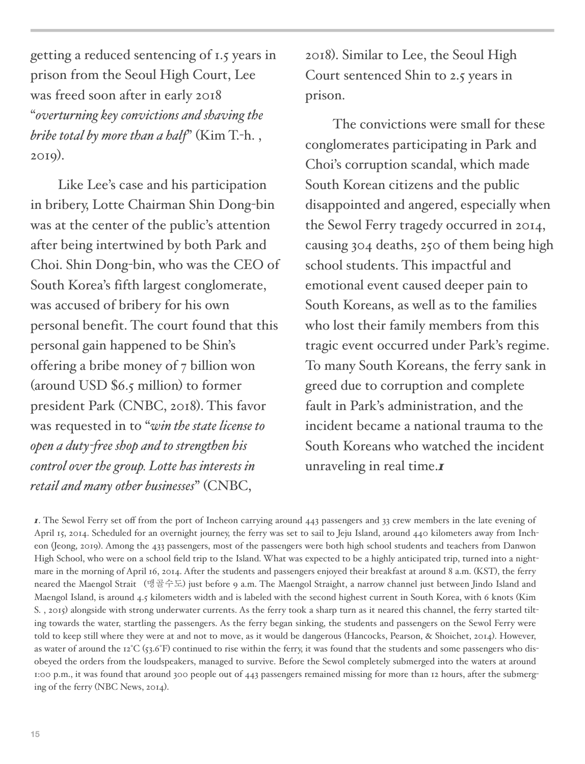getting a reduced sentencing of 1.5 years in prison from the Seoul High Court, Lee was freed soon after in early 2018 "*overturning key convictions and shaving the bribe total by more than a half*" (Kim T.-h. , 2019).

Like Lee's case and his participation in bribery, Lotte Chairman Shin Dong-bin was at the center of the public's attention after being intertwined by both Park and Choi. Shin Dong-bin, who was the CEO of South Korea's fifth largest conglomerate, was accused of bribery for his own personal benefit. The court found that this personal gain happened to be Shin's offering a bribe money of 7 billion won (around USD $6.5 million) to former president Park (CNBC, 2018). This favor was requested in to "*win the state license to open a duty-free shop and to strengthen his control over the group. Lotte has interests in retail and many other businesses*" (CNBC, 2018). Similar to Lee, the Seoul High Court sentenced Shin to 2.5 years in prison.

The convictions were small for these conglomerates participating in Park and Choi's corruption scandal, which made South Korean citizens and the public disappointed and angered, especially when the Sewol Ferry tragedy occurred in 2014, causing 304 deaths, 250 of them being high school students. This impactful and emotional event caused deeper pain to South Koreans, as well as to the families who lost their family members from this tragic event occurred under Park's regime. To many South Koreans, the ferry sank in greed due to corruption and complete fault in Park's administration, and the incident became a national trauma to the South Koreans who watched the incident unraveling in real time.*1*

*1*. The Sewol Ferry set off from the port of Incheon carrying around 443 passengers and 33 crew members in the late evening of April 15, 2014. Scheduled for an overnight journey, the ferry was set to sail to Jeju Island, around 440 kilometers away from Incheon (Jeong, 2019). Among the 433 passengers, most of the passengers were both high school students and teachers from Danwon High School, who were on a school field trip to the Island. What was expected to be a highly anticipated trip, turned into a nightmare in the morning of April 16, 2014. After the students and passengers enjoyed their breakfast at around 8 a.m. (KST), the ferry neared the Maengol Strait （맹골수도） just before 9 a.m. The Maengol Straight, a narrow channel just between Jindo Island and Maengol Island, is around 4.5 kilometers width and is labeled with the second highest current in South Korea, with 6 knots (Kim S. , 2015) alongside with strong underwater currents. As the ferry took a sharp turn as it neared this channel, the ferry started tilting towards the water, startling the passengers. As the ferry began sinking, the students and passengers on the Sewol Ferry were told to keep still where they were at and not to move, as it would be dangerous (Hancocks, Pearson, & Shoichet, 2014). However, as water of around the 12°C (53.6°F) continued to rise within the ferry, it was found that the students and some passengers who disobeyed the orders from the loudspeakers, managed to survive. Before the Sewol completely submerged into the waters at around 1:00 p.m., it was found that around 300 people out of 443 passengers remained missing for more than 12 hours, after the submerging of the ferry (NBC News, 2014).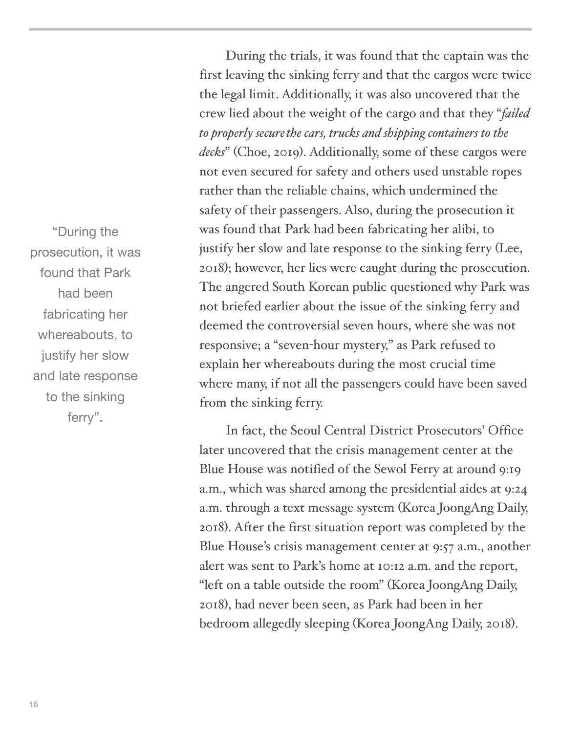> "During the prosecution, it was found that Park had been fabricating her whereabouts, to justify her slow and late response to the sinking ferry".

During the trials, it was found that the captain was the first leaving the sinking ferry and that the cargos were twice the legal limit. Additionally, it was also uncovered that the crew lied about the weight of the cargo and that they "*failed to properly secure the cars, trucks and shipping containers to the decks*" (Choe, 2019). Additionally, some of these cargos were not even secured for safety and others used unstable ropes rather than the reliable chains, which undermined the safety of their passengers. Also, during the prosecution it was found that Park had been fabricating her alibi, to justify her slow and late response to the sinking ferry (Lee, 2018); however, her lies were caught during the prosecution. The angered South Korean public questioned why Park was not briefed earlier about the issue of the sinking ferry and deemed the controversial seven hours, where she was not responsive; a "seven-hour mystery," as Park refused to explain her whereabouts during the most crucial time where many, if not all the passengers could have been saved from the sinking ferry.

In fact, the Seoul Central District Prosecutors' Office later uncovered that the crisis management center at the Blue House was notified of the Sewol Ferry at around 9:19 a.m., which was shared among the presidential aides at 9:24 a.m. through a text message system (Korea JoongAng Daily, 2018). After the first situation report was completed by the Blue House's crisis management center at 9:57 a.m., another alert was sent to Park's home at 10:12 a.m. and the report, "left on a table outside the room" (Korea JoongAng Daily, 2018), had never been seen, as Park had been in her bedroom allegedly sleeping (Korea JoongAng Daily, 2018).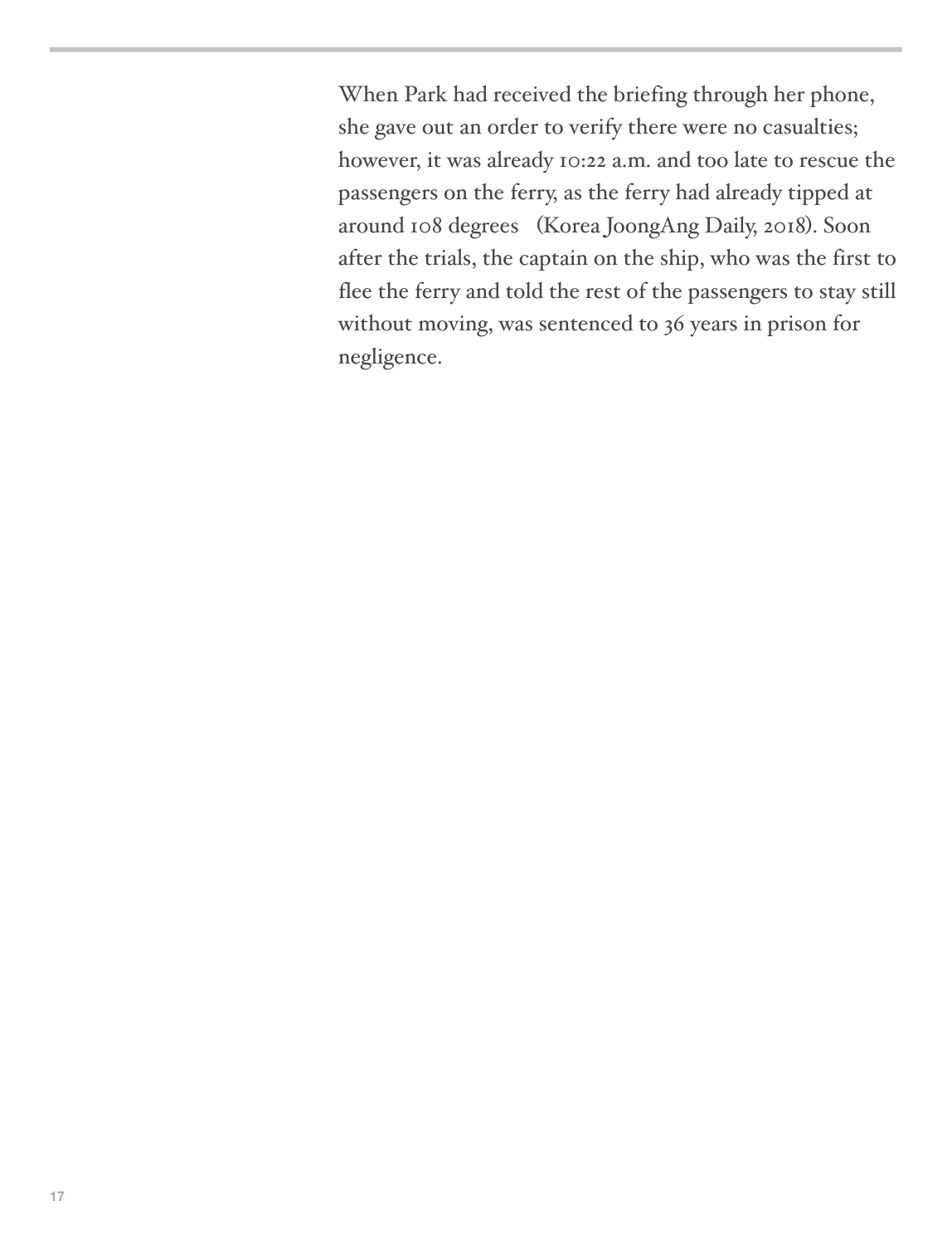When Park had received the briefing through her phone, she gave out an order to verify there were no casualties; however, it was already 10:22 a.m. and too late to rescue the passengers on the ferry, as the ferry had already tipped at around 108 degrees (Korea JoongAng Daily, 2018). Soon after the trials, the captain on the ship, who was the first to flee the ferry and told the rest of the passengers to stay still without moving, was sentenced to 36 years in prison for negligence.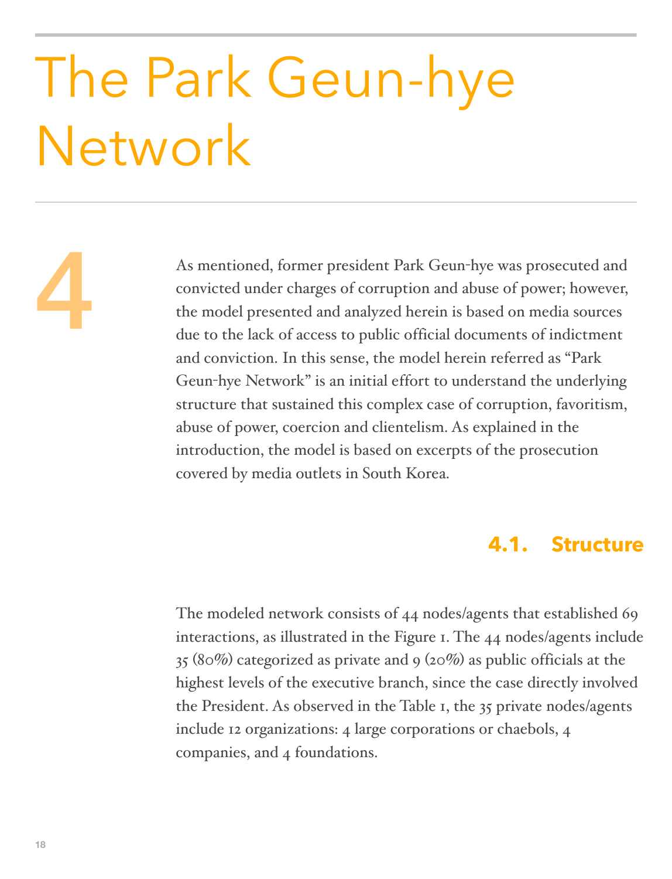# The Park Geun-hye Network

# 4

As mentioned, former president Park Geun-hye was prosecuted and convicted under charges of corruption and abuse of power; however, the model presented and analyzed herein is based on media sources due to the lack of access to public official documents of indictment and conviction. In this sense, the model herein referred as "Park Geun-hye Network" is an initial effort to understand the underlying structure that sustained this complex case of corruption, favoritism, abuse of power, coercion and clientelism. As explained in the introduction, the model is based on excerpts of the prosecution covered by media outlets in South Korea.

## 4.1. Structure

The modeled network consists of 44 nodes/agents that established 69 interactions, as illustrated in the Figure 1. The 44 nodes/agents include 35 (80%) categorized as private and 9 (20%) as public officials at the highest levels of the executive branch, since the case directly involved the President. As observed in the Table 1, the 35 private nodes/agents include 12 organizations: 4 large corporations or chaebols, 4 companies, and 4 foundations.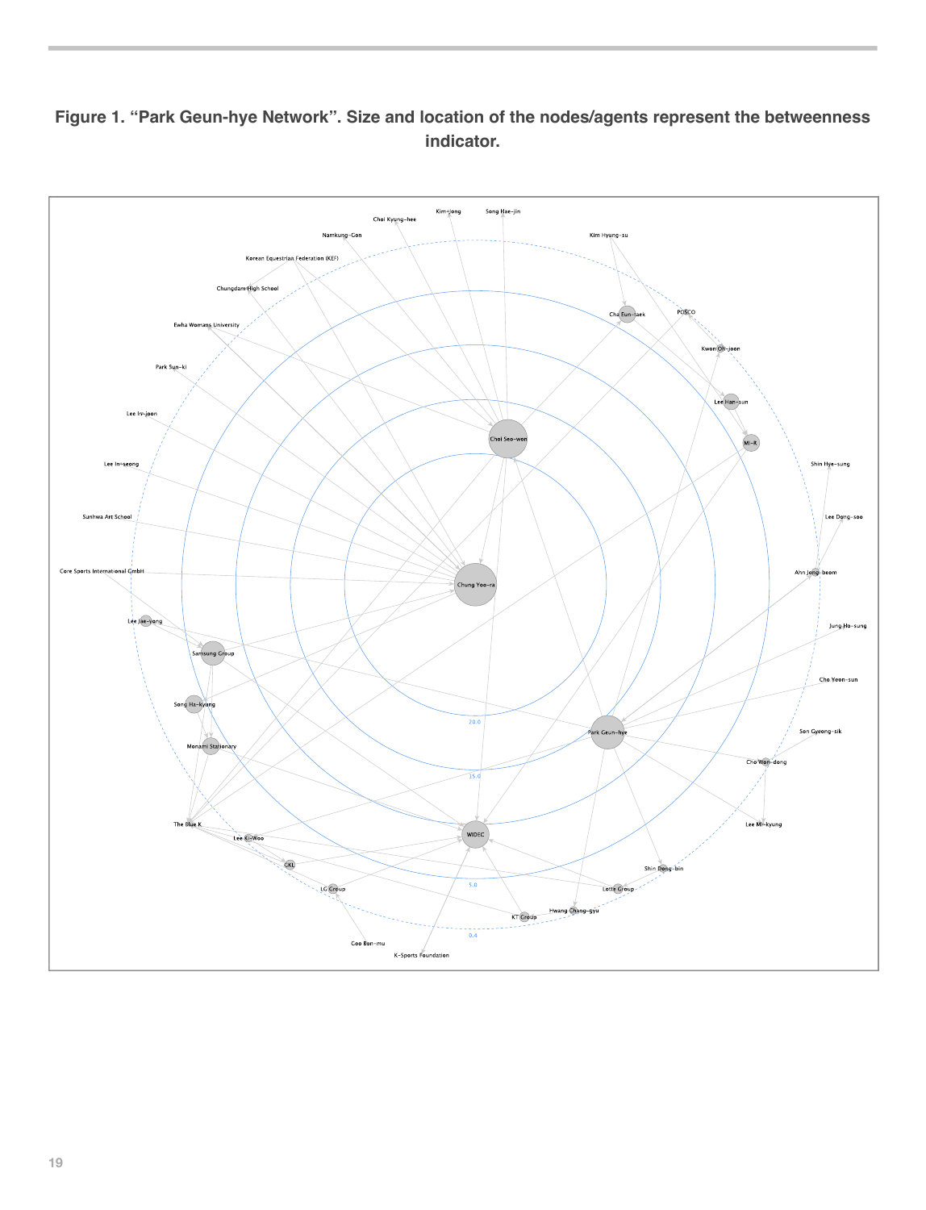**Figure 1. “Park Geun-hye Network”. Size and location of the nodes/agents represent the betweenness indicator.**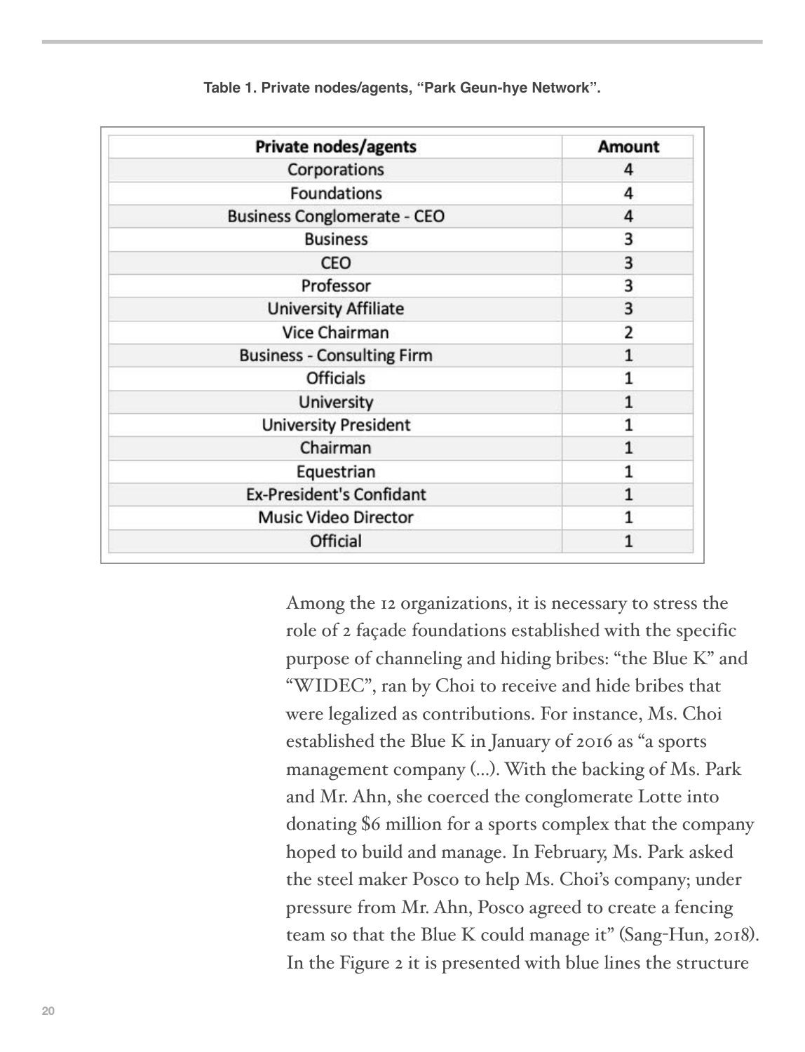**Table 1. Private nodes/agents, "Park Geun-hye Network".**

| Private nodes/agents | Amount |
|---|---|
| Corporations | 4 |
| Foundations | 4 |
| Business Conglomerate - CEO | 4 |
| Business | 3 |
| CEO | 3 |
| Professor | 3 |
| University Affiliate | 3 |
| Vice Chairman | 2 |
| Business - Consulting Firm | 1 |
| Officials | 1 |
| University | 1 |
| University President | 1 |
| Chairman | 1 |
| Equestrian | 1 |
| Ex-President's Confidant | 1 |
| Music Video Director | 1 |
| Official | 1 |

Among the 12 organizations, it is necessary to stress the role of 2 façade foundations established with the specific purpose of channeling and hiding bribes: "the Blue K" and "WIDEC", ran by Choi to receive and hide bribes that were legalized as contributions. For instance, Ms. Choi established the Blue K in January of 2016 as "a sports management company (...). With the backing of Ms. Park and Mr. Ahn, she coerced the conglomerate Lotte into donating $6 million for a sports complex that the company hoped to build and manage. In February, Ms. Park asked the steel maker Posco to help Ms. Choi's company; under pressure from Mr. Ahn, Posco agreed to create a fencing team so that the Blue K could manage it" (Sang-Hun, 2018). In the Figure 2 it is presented with blue lines the structure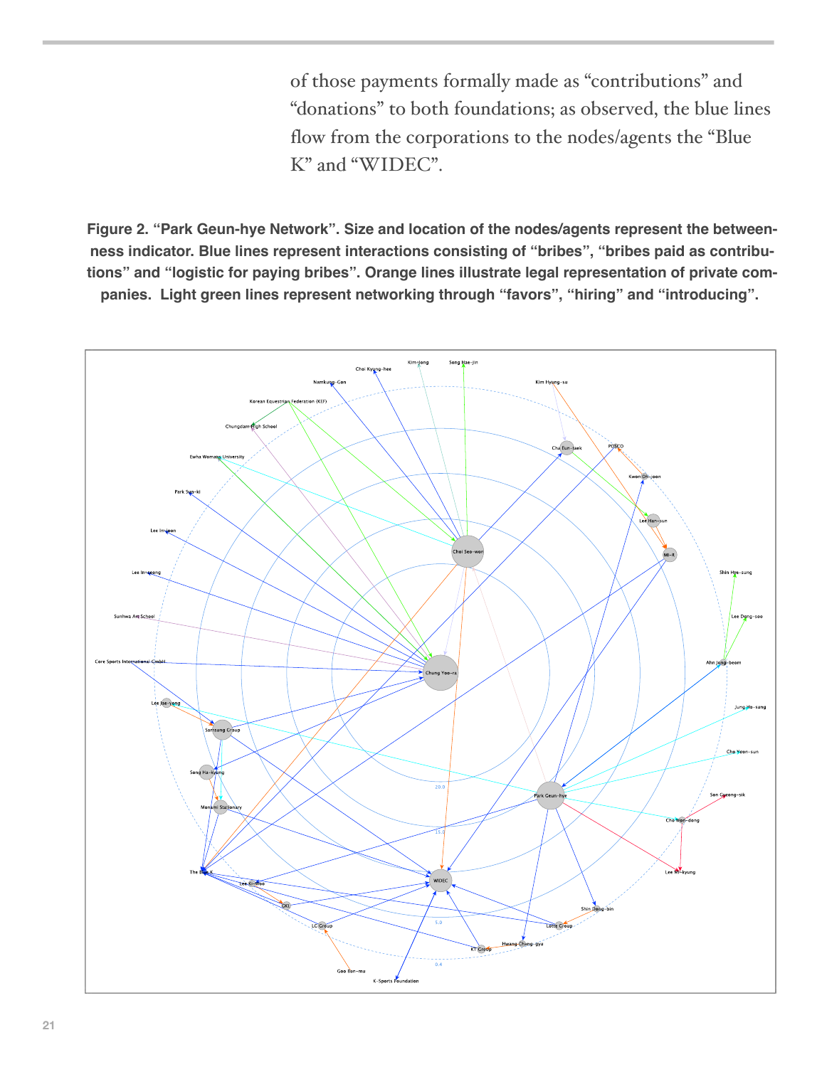of those payments formally made as "contributions" and "donations" to both foundations; as observed, the blue lines flow from the corporations to the nodes/agents the "Blue K" and "WIDEC".

**Figure 2. "Park Geun-hye Network". Size and location of the nodes/agents represent the betweenness indicator. Blue lines represent interactions consisting of "bribes", "bribes paid as contributions" and "logistic for paying bribes". Orange lines illustrate legal representation of private companies. Light green lines represent networking through "favors", "hiring" and "introducing".**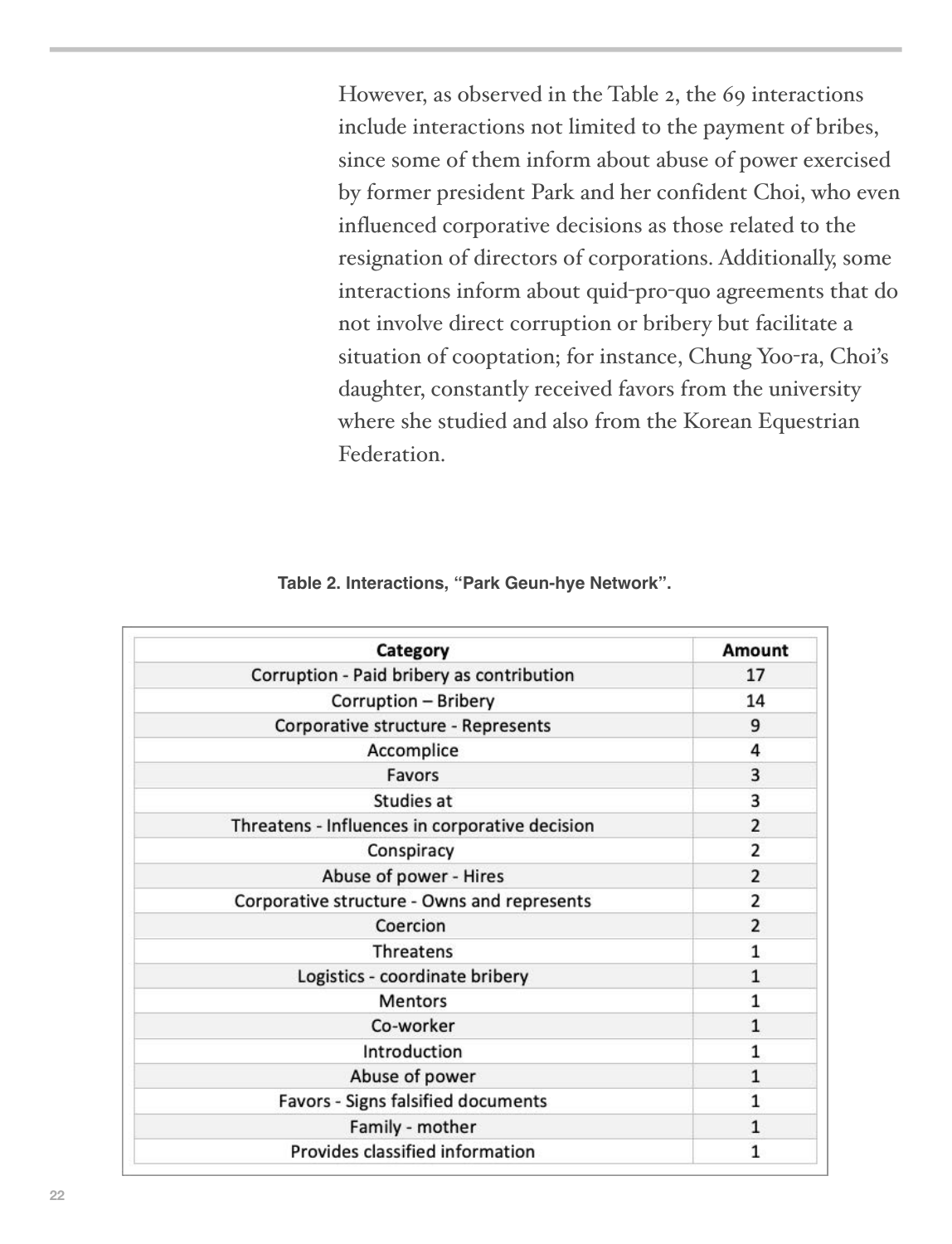However, as observed in the Table 2, the 69 interactions include interactions not limited to the payment of bribes, since some of them inform about abuse of power exercised by former president Park and her confident Choi, who even influenced corporative decisions as those related to the resignation of directors of corporations. Additionally, some interactions inform about quid-pro-quo agreements that do not involve direct corruption or bribery but facilitate a situation of cooptation; for instance, Chung Yoo-ra, Choi's daughter, constantly received favors from the university where she studied and also from the Korean Equestrian Federation.

**Table 2. Interactions, "Park Geun-hye Network".**

| Category | Amount |
|---|---|
| Corruption - Paid bribery as contribution | 17 |
| Corruption – Bribery | 14 |
| Corporative structure - Represents | 9 |
| Accomplice | 4 |
| Favors | 3 |
| Studies at | 3 |
| Threatens - Influences in corporative decision | 2 |
| Conspiracy | 2 |
| Abuse of power - Hires | 2 |
| Corporative structure - Owns and represents | 2 |
| Coercion | 2 |
| Threatens | 1 |
| Logistics - coordinate bribery | 1 |
| Mentors | 1 |
| Co-worker | 1 |
| Introduction | 1 |
| Abuse of power | 1 |
| Favors - Signs falsified documents | 1 |
| Family - mother | 1 |
| Provides classified information | 1 |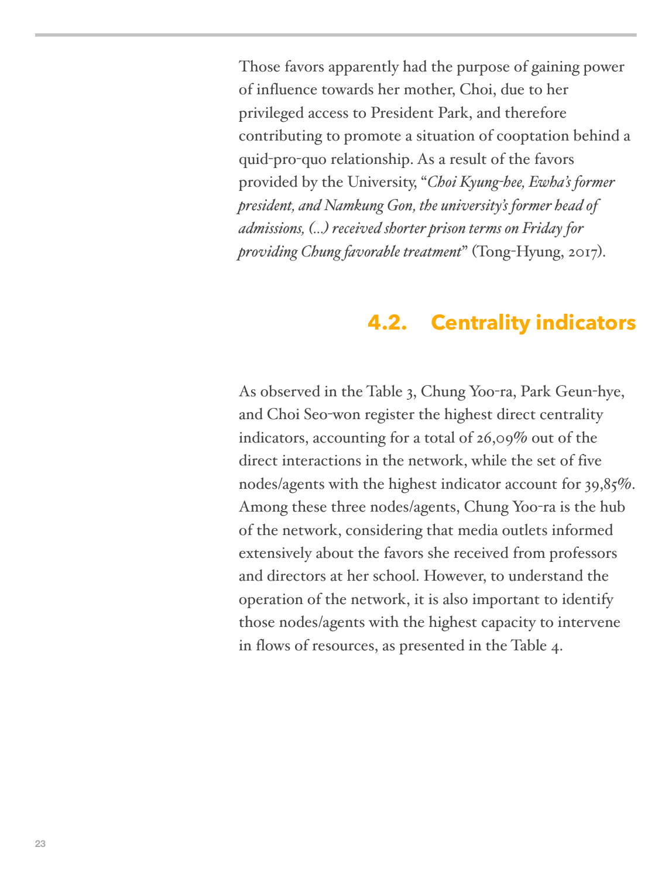Those favors apparently had the purpose of gaining power of influence towards her mother, Choi, due to her privileged access to President Park, and therefore contributing to promote a situation of cooptation behind a quid-pro-quo relationship. As a result of the favors provided by the University, "*Choi Kyung-hee, Ewha's former president, and Namkung Gon, the university's former head of admissions, (...) received shorter prison terms on Friday for providing Chung favorable treatment*" (Tong-Hyung, 2017).

## 4.2. Centrality indicators

As observed in the Table 3, Chung Yoo-ra, Park Geun-hye, and Choi Seo-won register the highest direct centrality indicators, accounting for a total of 26,09% out of the direct interactions in the network, while the set of five nodes/agents with the highest indicator account for 39,85%. Among these three nodes/agents, Chung Yoo-ra is the hub of the network, considering that media outlets informed extensively about the favors she received from professors and directors at her school. However, to understand the operation of the network, it is also important to identify those nodes/agents with the highest capacity to intervene in flows of resources, as presented in the Table 4.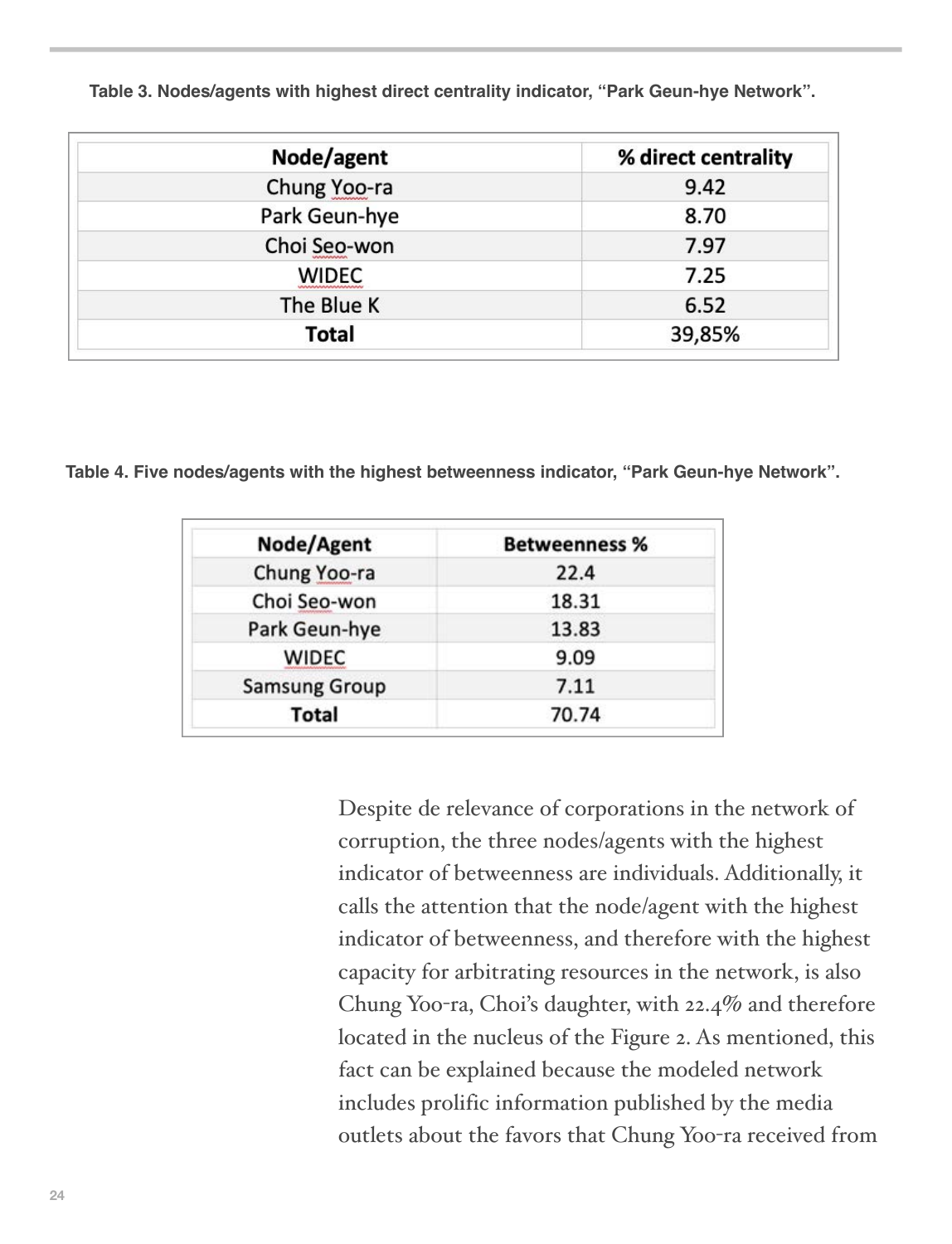**Table 3. Nodes/agents with highest direct centrality indicator, "Park Geun-hye Network".**

| Node/agent | % direct centrality |
| --- | --- |
| Chung Yoo-ra | 9.42 |
| Park Geun-hye | 8.70 |
| Choi Seo-won | 7.97 |
| WIDEC | 7.25 |
| The Blue K | 6.52 |
| **Total** | 39,85% |

**Table 4. Five nodes/agents with the highest betweenness indicator, "Park Geun-hye Network".**

| Node/Agent | Betweenness % |
| --- | --- |
| Chung Yoo-ra | 22.4 |
| Choi Seo-won | 18.31 |
| Park Geun-hye | 13.83 |
| WIDEC | 9.09 |
| Samsung Group | 7.11 |
| **Total** | 70.74 |

Despite de relevance of corporations in the network of corruption, the three nodes/agents with the highest indicator of betweenness are individuals. Additionally, it calls the attention that the node/agent with the highest indicator of betweenness, and therefore with the highest capacity for arbitrating resources in the network, is also Chung Yoo-ra, Choi's daughter, with 22.4% and therefore located in the nucleus of the Figure 2. As mentioned, this fact can be explained because the modeled network includes prolific information published by the media outlets about the favors that Chung Yoo-ra received from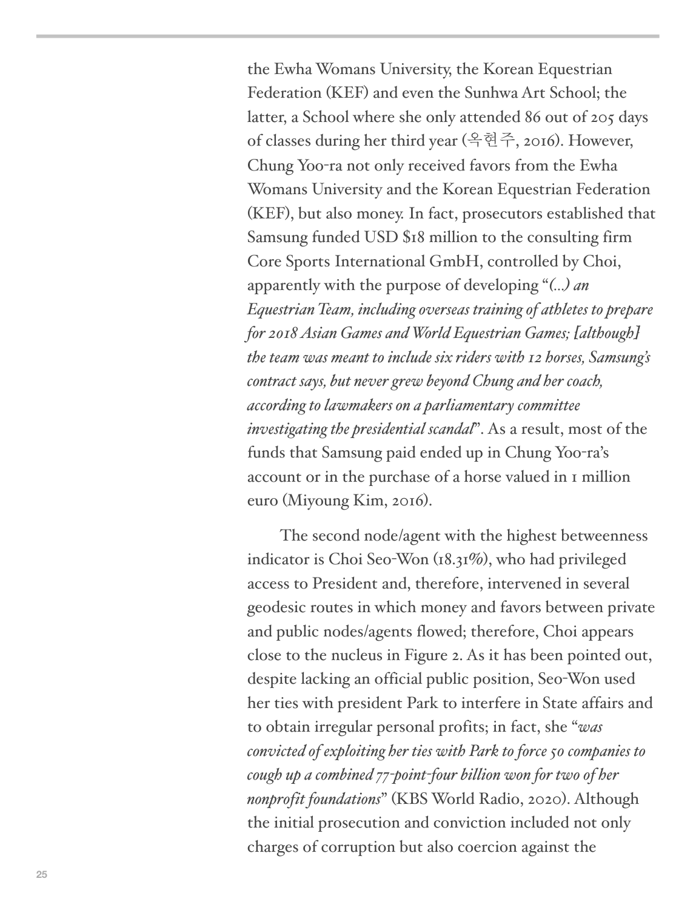the Ewha Womans University, the Korean Equestrian Federation (KEF) and even the Sunhwa Art School; the latter, a School where she only attended 86 out of 205 days of classes during her third year (옥현주, 2016). However, Chung Yoo-ra not only received favors from the Ewha Womans University and the Korean Equestrian Federation (KEF), but also money. In fact, prosecutors established that Samsung funded USD $18 million to the consulting firm Core Sports International GmbH, controlled by Choi, apparently with the purpose of developing "*(...) an Equestrian Team, including overseas training of athletes to prepare for 2018 Asian Games and World Equestrian Games; [although] the team was meant to include six riders with 12 horses, Samsung's contract says, but never grew beyond Chung and her coach, according to lawmakers on a parliamentary committee investigating the presidential scandal*". As a result, most of the funds that Samsung paid ended up in Chung Yoo-ra's account or in the purchase of a horse valued in 1 million euro (Miyoung Kim, 2016).

The second node/agent with the highest betweenness indicator is Choi Seo-Won (18.31%), who had privileged access to President and, therefore, intervened in several geodesic routes in which money and favors between private and public nodes/agents flowed; therefore, Choi appears close to the nucleus in Figure 2. As it has been pointed out, despite lacking an official public position, Seo-Won used her ties with president Park to interfere in State affairs and to obtain irregular personal profits; in fact, she "*was convicted of exploiting her ties with Park to force 50 companies to cough up a combined 77-point-four billion won for two of her nonprofit foundations*" (KBS World Radio, 2020). Although the initial prosecution and conviction included not only charges of corruption but also coercion against the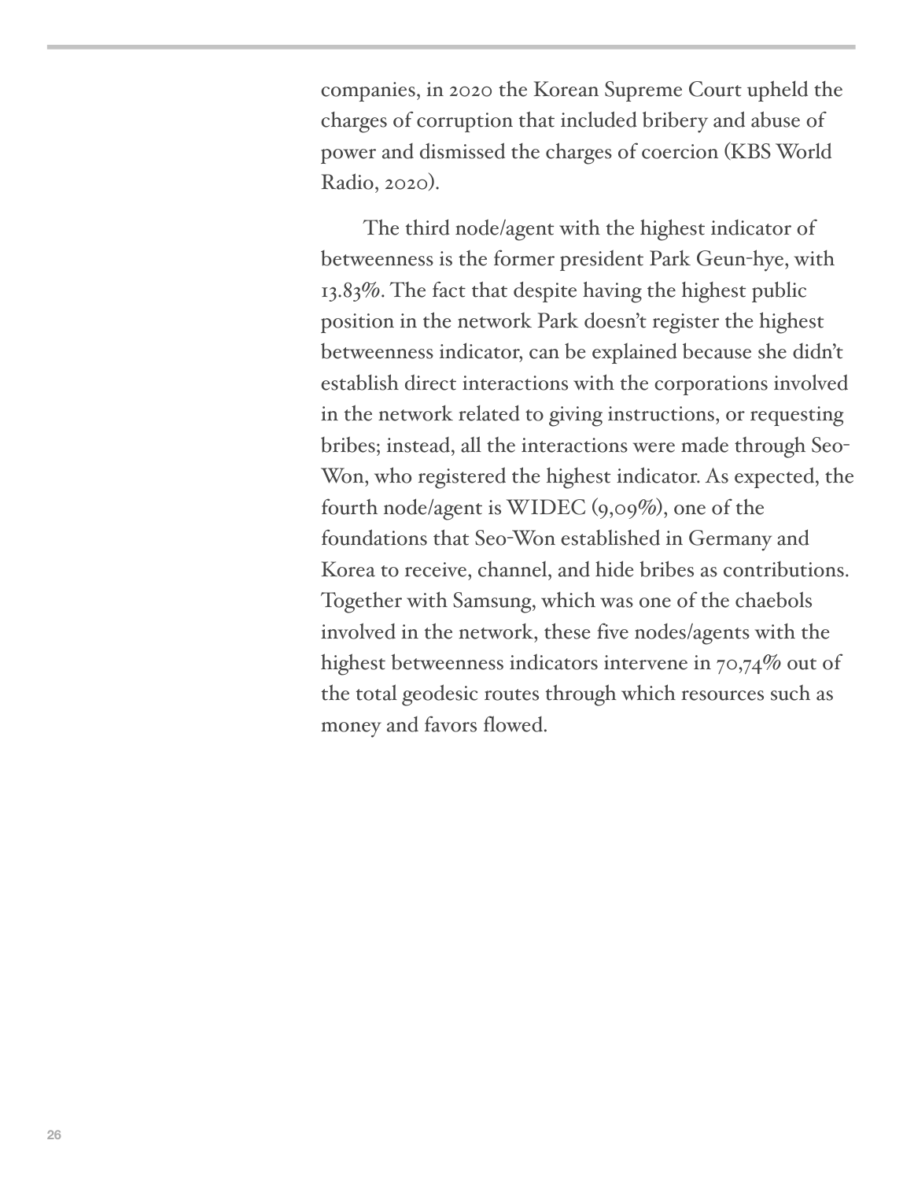companies, in 2020 the Korean Supreme Court upheld the charges of corruption that included bribery and abuse of power and dismissed the charges of coercion (KBS World Radio, 2020).

The third node/agent with the highest indicator of betweenness is the former president Park Geun-hye, with 13.83%. The fact that despite having the highest public position in the network Park doesn't register the highest betweenness indicator, can be explained because she didn't establish direct interactions with the corporations involved in the network related to giving instructions, or requesting bribes; instead, all the interactions were made through Seo-Won, who registered the highest indicator. As expected, the fourth node/agent is WIDEC (9,09%), one of the foundations that Seo-Won established in Germany and Korea to receive, channel, and hide bribes as contributions. Together with Samsung, which was one of the chaebols involved in the network, these five nodes/agents with the highest betweenness indicators intervene in 70,74% out of the total geodesic routes through which resources such as money and favors flowed.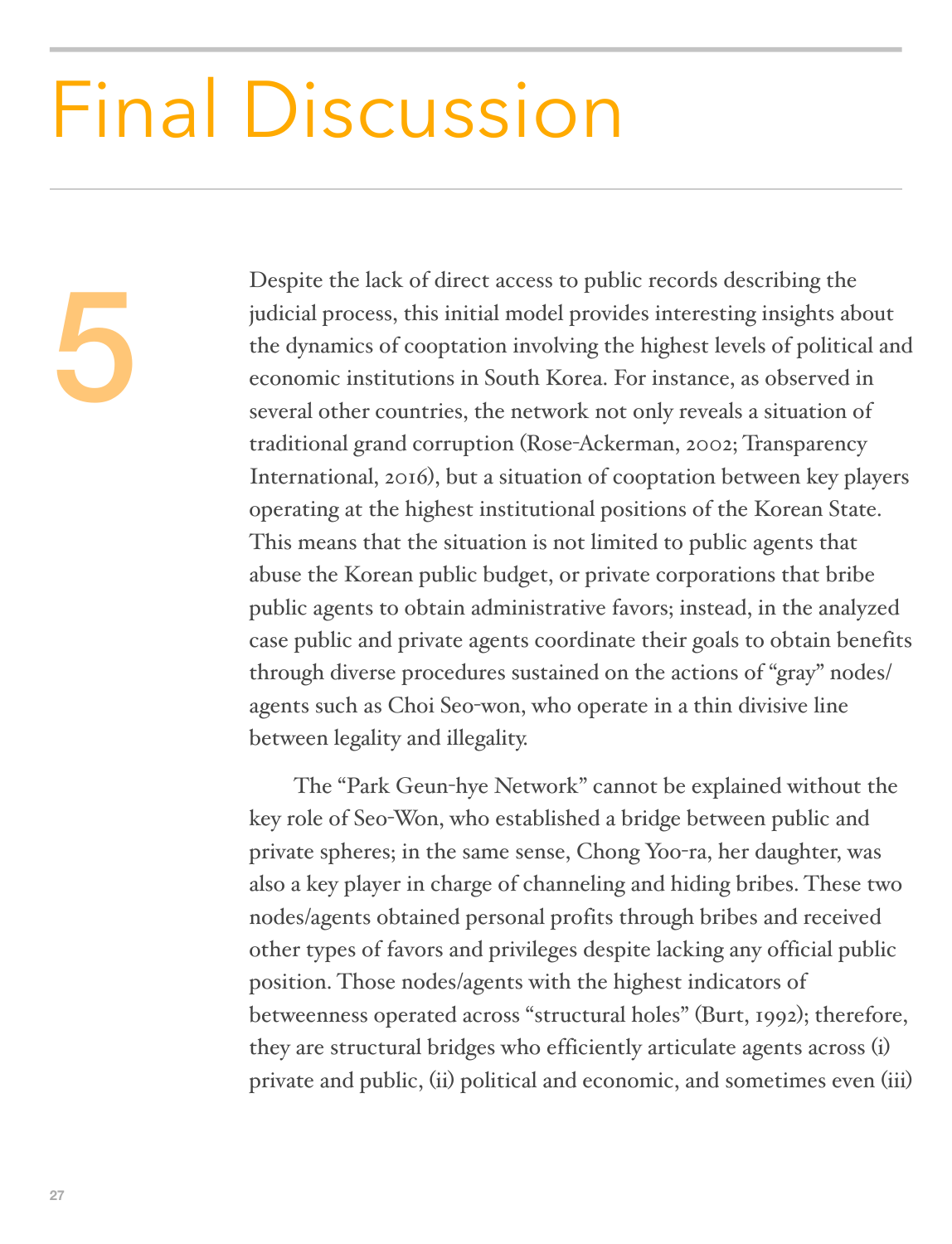# 5 Final Discussion

Despite the lack of direct access to public records describing the judicial process, this initial model provides interesting insights about the dynamics of cooptation involving the highest levels of political and economic institutions in South Korea. For instance, as observed in several other countries, the network not only reveals a situation of traditional grand corruption (Rose-Ackerman, 2002; Transparency International, 2016), but a situation of cooptation between key players operating at the highest institutional positions of the Korean State. This means that the situation is not limited to public agents that abuse the Korean public budget, or private corporations that bribe public agents to obtain administrative favors; instead, in the analyzed case public and private agents coordinate their goals to obtain benefits through diverse procedures sustained on the actions of "gray" nodes/agents such as Choi Seo-won, who operate in a thin divisive line between legality and illegality.

The "Park Geun-hye Network" cannot be explained without the key role of Seo-Won, who established a bridge between public and private spheres; in the same sense, Chong Yoo-ra, her daughter, was also a key player in charge of channeling and hiding bribes. These two nodes/agents obtained personal profits through bribes and received other types of favors and privileges despite lacking any official public position. Those nodes/agents with the highest indicators of betweenness operated across "structural holes" (Burt, 1992); therefore, they are structural bridges who efficiently articulate agents across (i) private and public, (ii) political and economic, and sometimes even (iii)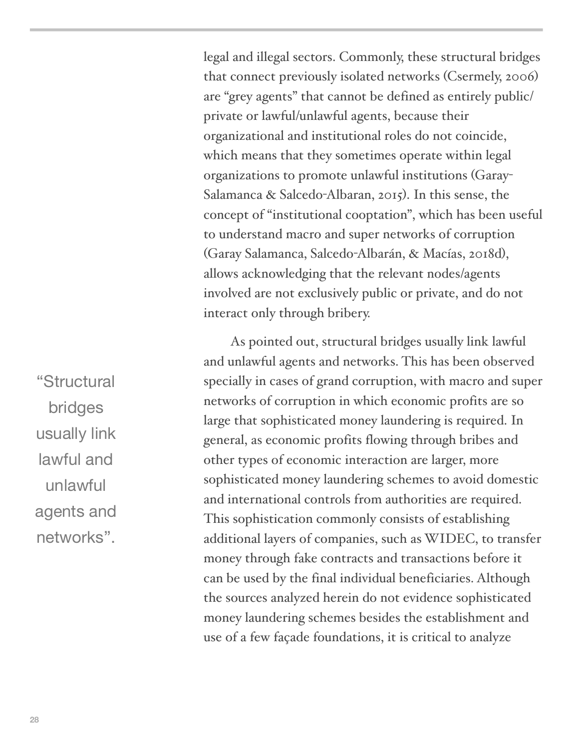legal and illegal sectors. Commonly, these structural bridges that connect previously isolated networks (Csermely, 2006) are "grey agents" that cannot be defined as entirely public/private or lawful/unlawful agents, because their organizational and institutional roles do not coincide, which means that they sometimes operate within legal organizations to promote unlawful institutions (Garay-Salamanca & Salcedo-Albaran, 2015). In this sense, the concept of "institutional cooptation", which has been useful to understand macro and super networks of corruption (Garay Salamanca, Salcedo-Albarán, & Macías, 2018d), allows acknowledging that the relevant nodes/agents involved are not exclusively public or private, and do not interact only through bribery.

> "Structural bridges usually link lawful and unlawful agents and networks".

As pointed out, structural bridges usually link lawful and unlawful agents and networks. This has been observed specially in cases of grand corruption, with macro and super networks of corruption in which economic profits are so large that sophisticated money laundering is required. In general, as economic profits flowing through bribes and other types of economic interaction are larger, more sophisticated money laundering schemes to avoid domestic and international controls from authorities are required. This sophistication commonly consists of establishing additional layers of companies, such as WIDEC, to transfer money through fake contracts and transactions before it can be used by the final individual beneficiaries. Although the sources analyzed herein do not evidence sophisticated money laundering schemes besides the establishment and use of a few façade foundations, it is critical to analyze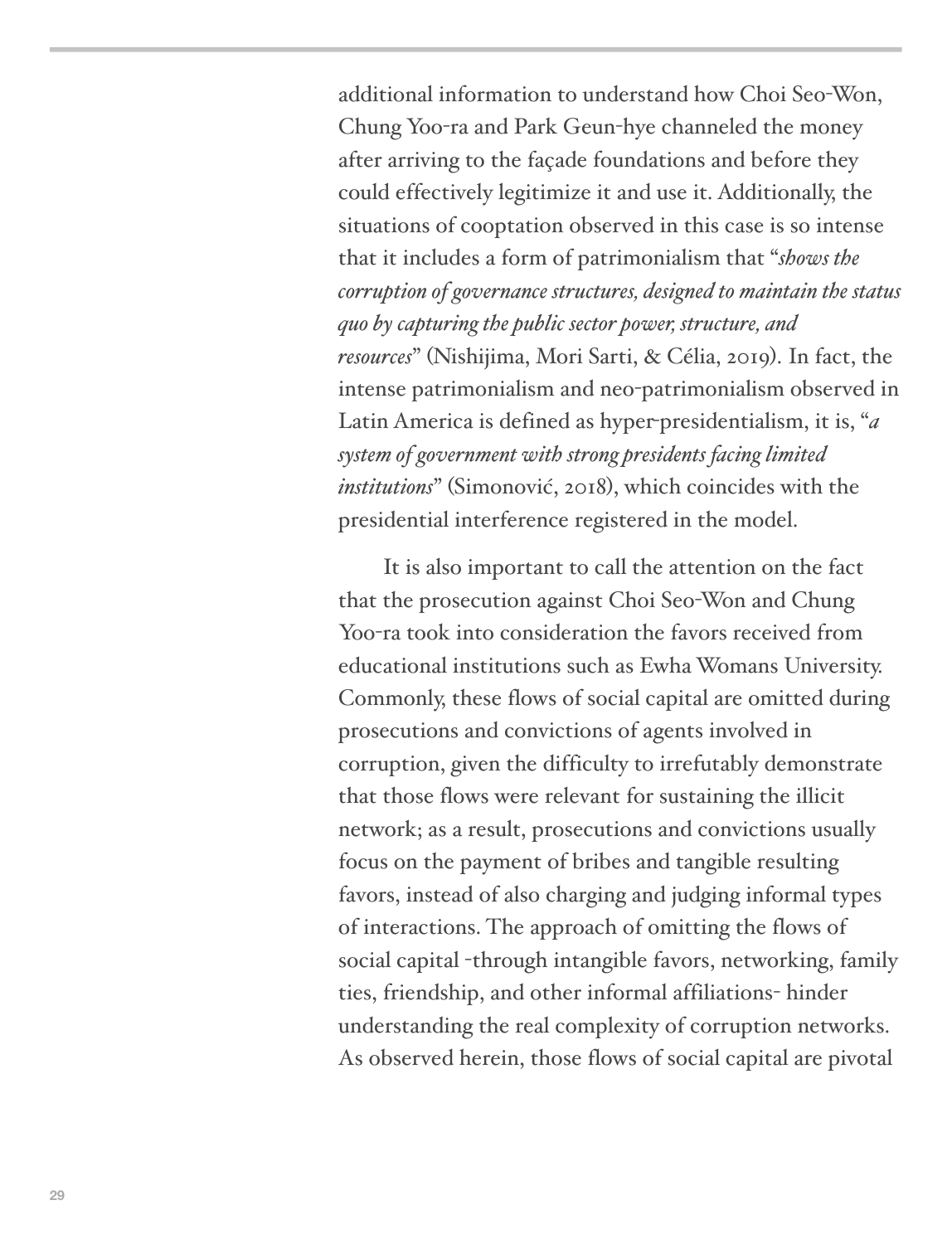additional information to understand how Choi Seo-Won, Chung Yoo-ra and Park Geun-hye channeled the money after arriving to the façade foundations and before they could effectively legitimize it and use it. Additionally, the situations of cooptation observed in this case is so intense that it includes a form of patrimonialism that "*shows the corruption of governance structures, designed to maintain the status quo by capturing the public sector power, structure, and resources*" (Nishijima, Mori Sarti, & Célia, 2019). In fact, the intense patrimonialism and neo-patrimonialism observed in Latin America is defined as hyper-presidentialism, it is, "*a system of government with strong presidents facing limited institutions*" (Simonović, 2018), which coincides with the presidential interference registered in the model.

It is also important to call the attention on the fact that the prosecution against Choi Seo-Won and Chung Yoo-ra took into consideration the favors received from educational institutions such as Ewha Womans University. Commonly, these flows of social capital are omitted during prosecutions and convictions of agents involved in corruption, given the difficulty to irrefutably demonstrate that those flows were relevant for sustaining the illicit network; as a result, prosecutions and convictions usually focus on the payment of bribes and tangible resulting favors, instead of also charging and judging informal types of interactions. The approach of omitting the flows of social capital -through intangible favors, networking, family ties, friendship, and other informal affiliations- hinder understanding the real complexity of corruption networks. As observed herein, those flows of social capital are pivotal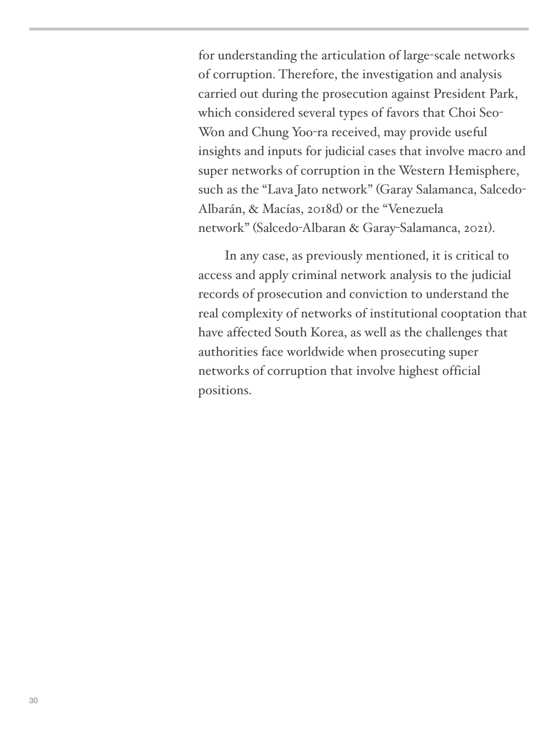for understanding the articulation of large-scale networks of corruption. Therefore, the investigation and analysis carried out during the prosecution against President Park, which considered several types of favors that Choi Seo-Won and Chung Yoo-ra received, may provide useful insights and inputs for judicial cases that involve macro and super networks of corruption in the Western Hemisphere, such as the "Lava Jato network" (Garay Salamanca, Salcedo-Albarán, & Macías, 2018d) or the "Venezuela network" (Salcedo-Albaran & Garay-Salamanca, 2021).

In any case, as previously mentioned, it is critical to access and apply criminal network analysis to the judicial records of prosecution and conviction to understand the real complexity of networks of institutional cooptation that have affected South Korea, as well as the challenges that authorities face worldwide when prosecuting super networks of corruption that involve highest official positions.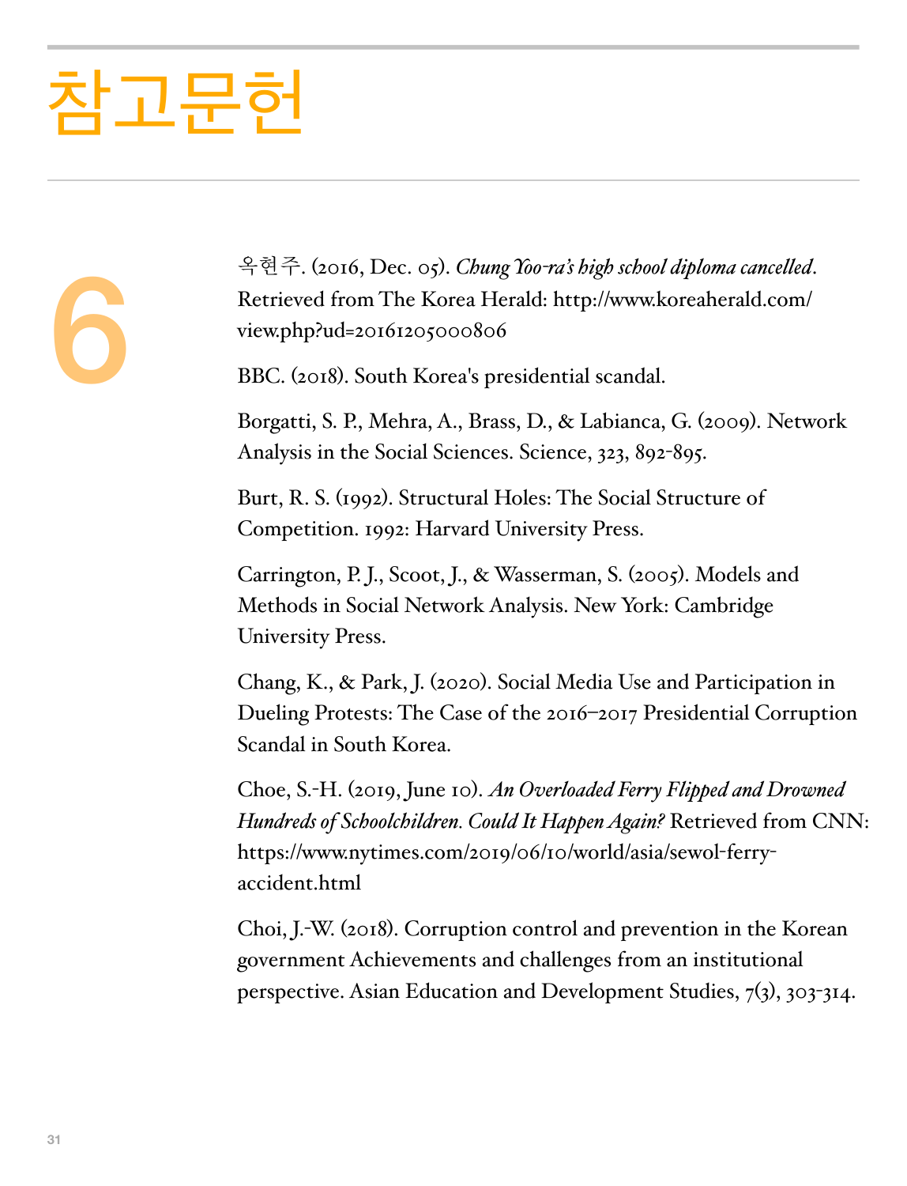# 참고문헌

6

옥현주. (2016, Dec. 05). *Chung Yoo-ra's high school diploma cancelled*. Retrieved from The Korea Herald: http://www.koreaherald.com/view.php?ud=20161205000806

BBC. (2018). South Korea's presidential scandal.

Borgatti, S. P., Mehra, A., Brass, D., & Labianca, G. (2009). Network Analysis in the Social Sciences. Science, 323, 892-895.

Burt, R. S. (1992). Structural Holes: The Social Structure of Competition. 1992: Harvard University Press.

Carrington, P. J., Scoot, J., & Wasserman, S. (2005). Models and Methods in Social Network Analysis. New York: Cambridge University Press.

Chang, K., & Park, J. (2020). Social Media Use and Participation in Dueling Protests: The Case of the 2016–2017 Presidential Corruption Scandal in South Korea.

Choe, S.-H. (2019, June 10). *An Overloaded Ferry Flipped and Drowned Hundreds of Schoolchildren. Could It Happen Again?* Retrieved from CNN: https://www.nytimes.com/2019/06/10/world/asia/sewol-ferry-accident.html

Choi, J.-W. (2018). Corruption control and prevention in the Korean government Achievements and challenges from an institutional perspective. Asian Education and Development Studies, 7(3), 303-314.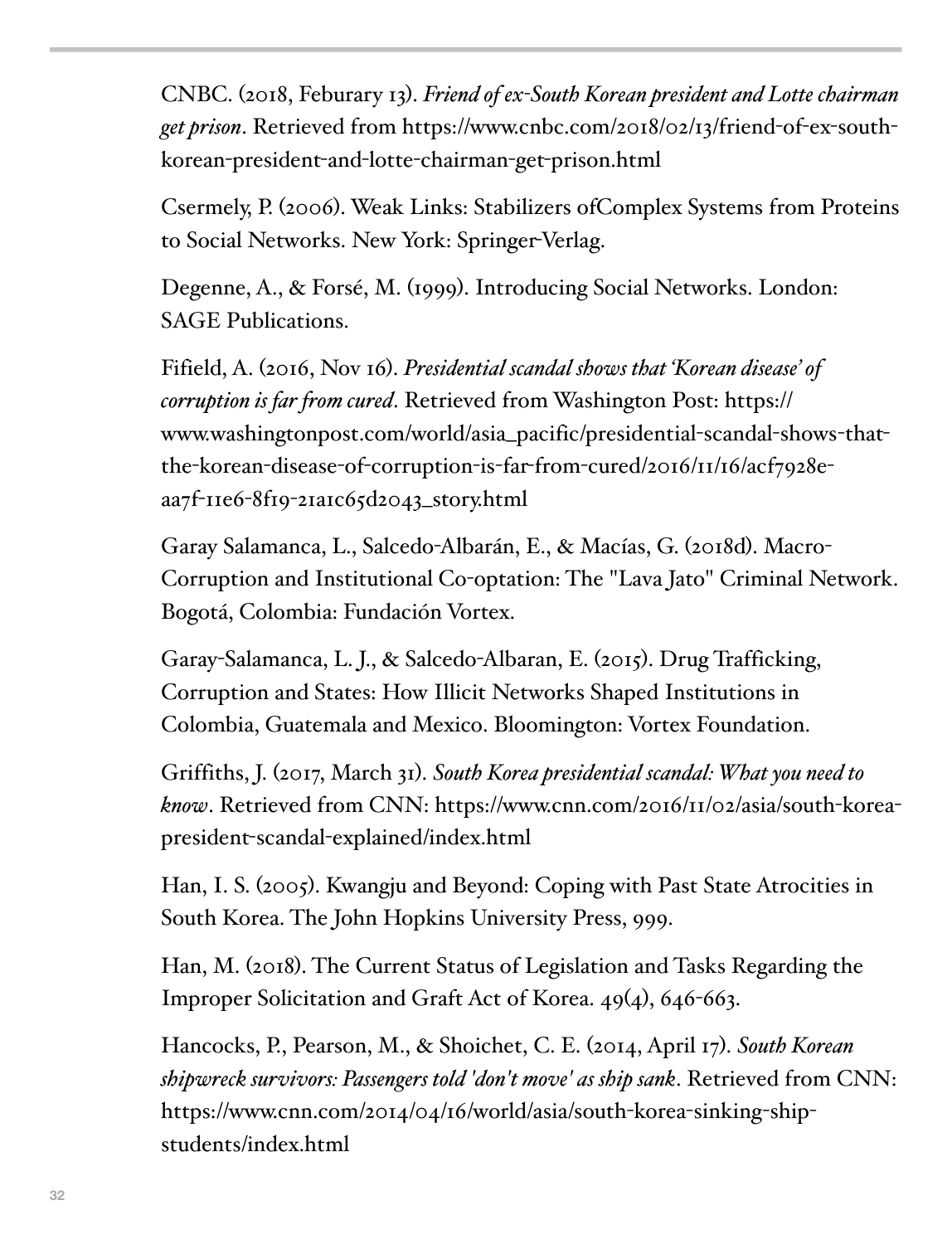CNBC. (2018, Feburary 13). *Friend of ex-South Korean president and Lotte chairman get prison*. Retrieved from https://www.cnbc.com/2018/02/13/friend-of-ex-south-korean-president-and-lotte-chairman-get-prison.html

Csermely, P. (2006). Weak Links: Stabilizers ofComplex Systems from Proteins to Social Networks. New York: Springer-Verlag.

Degenne, A., & Forsé, M. (1999). Introducing Social Networks. London: SAGE Publications.

Fifield, A. (2016, Nov 16). *Presidential scandal shows that 'Korean disease' of corruption is far from cured*. Retrieved from Washington Post: https://www.washingtonpost.com/world/asia_pacific/presidential-scandal-shows-that-the-korean-disease-of-corruption-is-far-from-cured/2016/11/16/acf7928e-aa7f-11e6-8f19-21a1c65d2043_story.html

Garay Salamanca, L., Salcedo-Albarán, E., & Macías, G. (2018d). Macro-Corruption and Institutional Co-optation: The "Lava Jato" Criminal Network. Bogotá, Colombia: Fundación Vortex.

Garay-Salamanca, L. J., & Salcedo-Albaran, E. (2015). Drug Trafficking, Corruption and States: How Illicit Networks Shaped Institutions in Colombia, Guatemala and Mexico. Bloomington: Vortex Foundation.

Griffiths, J. (2017, March 31). *South Korea presidential scandal: What you need to know*. Retrieved from CNN: https://www.cnn.com/2016/11/02/asia/south-korea-president-scandal-explained/index.html

Han, I. S. (2005). Kwangju and Beyond: Coping with Past State Atrocities in South Korea. The John Hopkins University Press, 999.

Han, M. (2018). The Current Status of Legislation and Tasks Regarding the Improper Solicitation and Graft Act of Korea. 49(4), 646-663.

Hancocks, P., Pearson, M., & Shoichet, C. E. (2014, April 17). *South Korean shipwreck survivors: Passengers told 'don't move' as ship sank*. Retrieved from CNN: https://www.cnn.com/2014/04/16/world/asia/south-korea-sinking-ship-students/index.html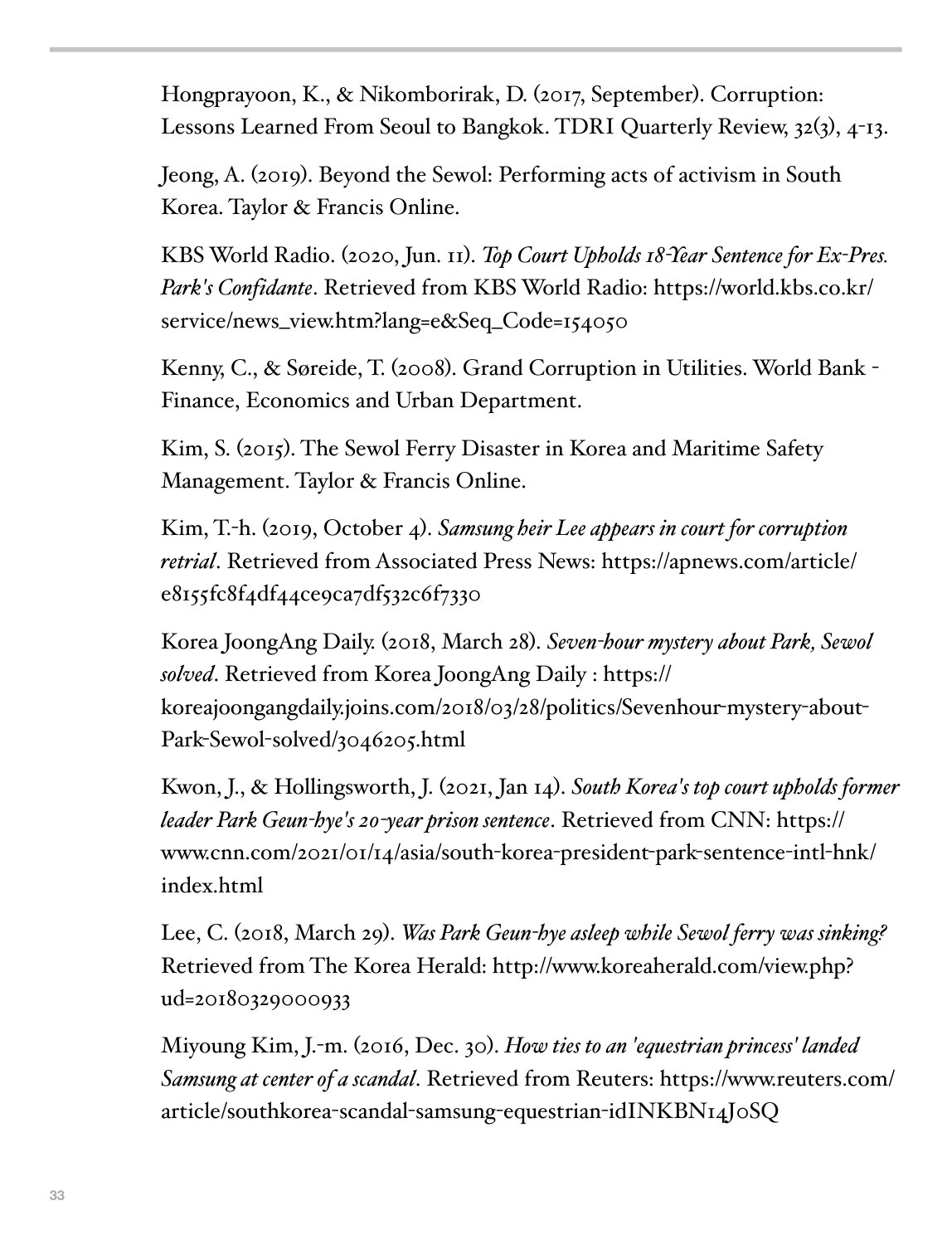Hongprayoon, K., & Nikomborirak, D. (2017, September). Corruption: Lessons Learned From Seoul to Bangkok. TDRI Quarterly Review, 32(3), 4-13.

Jeong, A. (2019). Beyond the Sewol: Performing acts of activism in South Korea. Taylor & Francis Online.

KBS World Radio. (2020, Jun. 11). *Top Court Upholds 18-Year Sentence for Ex-Pres. Park's Confidante*. Retrieved from KBS World Radio: https://world.kbs.co.kr/service/news_view.htm?lang=e&Seq_Code=154050

Kenny, C., & Søreide, T. (2008). Grand Corruption in Utilities. World Bank - Finance, Economics and Urban Department.

Kim, S. (2015). The Sewol Ferry Disaster in Korea and Maritime Safety Management. Taylor & Francis Online.

Kim, T.-h. (2019, October 4). *Samsung heir Lee appears in court for corruption retrial*. Retrieved from Associated Press News: https://apnews.com/article/e8155fc8f4df44ce9ca7df532c6f7330

Korea JoongAng Daily. (2018, March 28). *Seven-hour mystery about Park, Sewol solved*. Retrieved from Korea JoongAng Daily : https://koreajoongangdaily.joins.com/2018/03/28/politics/Sevenhour-mystery-about-Park-Sewol-solved/3046205.html

Kwon, J., & Hollingsworth, J. (2021, Jan 14). *South Korea's top court upholds former leader Park Geun-hye's 20-year prison sentence*. Retrieved from CNN: https://www.cnn.com/2021/01/14/asia/south-korea-president-park-sentence-intl-hnk/index.html

Lee, C. (2018, March 29). *Was Park Geun-hye asleep while Sewol ferry was sinking?* Retrieved from The Korea Herald: http://www.koreaherald.com/view.php?ud=20180329000933

Miyoung Kim, J.-m. (2016, Dec. 30). *How ties to an 'equestrian princess' landed Samsung at center of a scandal*. Retrieved from Reuters: https://www.reuters.com/article/southkorea-scandal-samsung-equestrian-idINKBN14J0SQ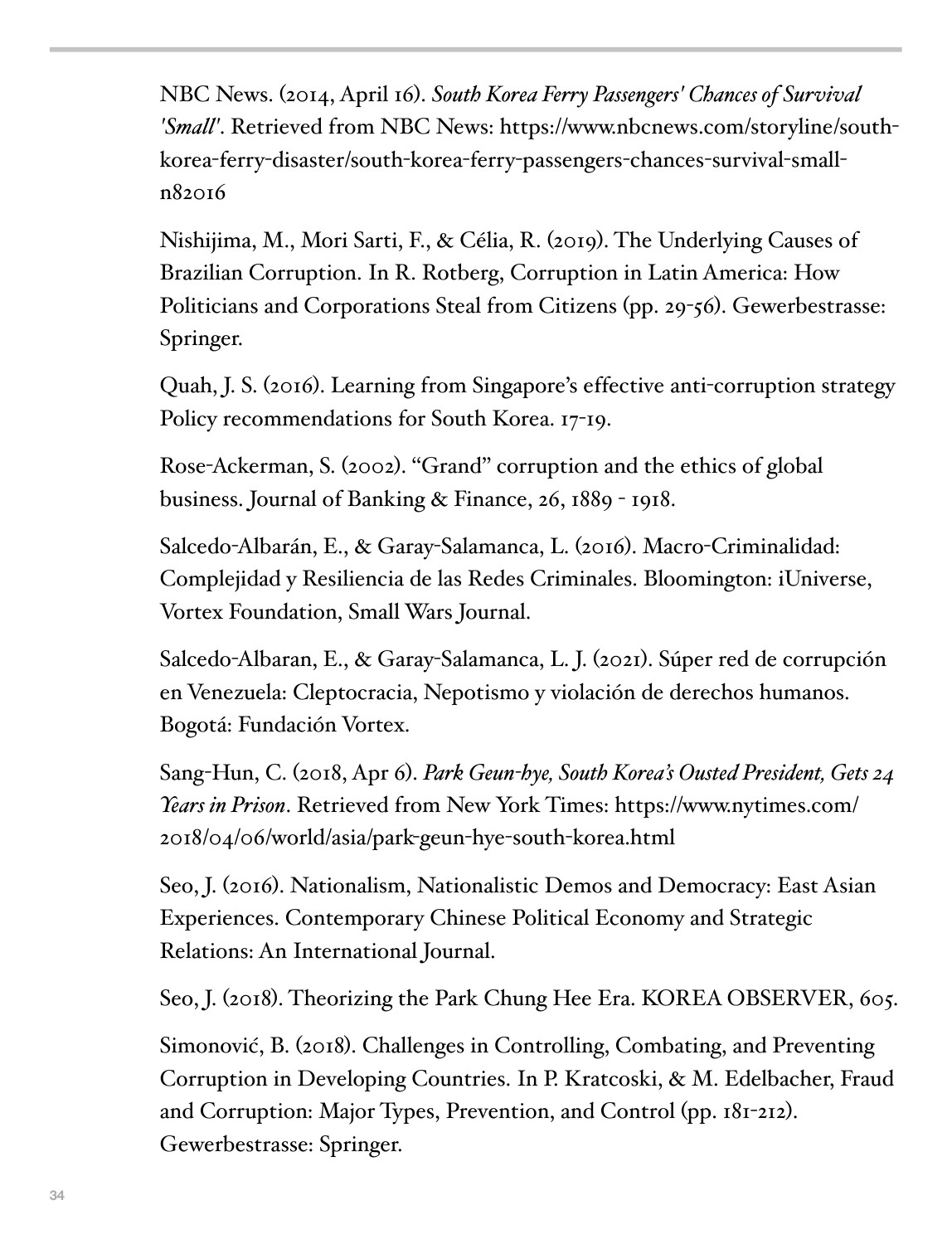NBC News. (2014, April 16). *South Korea Ferry Passengers' Chances of Survival 'Small'*. Retrieved from NBC News: https://www.nbcnews.com/storyline/south-korea-ferry-disaster/south-korea-ferry-passengers-chances-survival-small-n82016

Nishijima, M., Mori Sarti, F., & Célia, R. (2019). The Underlying Causes of Brazilian Corruption. In R. Rotberg, Corruption in Latin America: How Politicians and Corporations Steal from Citizens (pp. 29-56). Gewerbestrasse: Springer.

Quah, J. S. (2016). Learning from Singapore's effective anti-corruption strategy Policy recommendations for South Korea. 17-19.

Rose-Ackerman, S. (2002). "Grand" corruption and the ethics of global business. Journal of Banking & Finance, 26, 1889 - 1918.

Salcedo-Albarán, E., & Garay-Salamanca, L. (2016). Macro-Criminalidad: Complejidad y Resiliencia de las Redes Criminales. Bloomington: iUniverse, Vortex Foundation, Small Wars Journal.

Salcedo-Albaran, E., & Garay-Salamanca, L. J. (2021). Súper red de corrupción en Venezuela: Cleptocracia, Nepotismo y violación de derechos humanos. Bogotá: Fundación Vortex.

Sang-Hun, C. (2018, Apr 6). *Park Geun-hye, South Korea's Ousted President, Gets 24 Years in Prison*. Retrieved from New York Times: https://www.nytimes.com/2018/04/06/world/asia/park-geun-hye-south-korea.html

Seo, J. (2016). Nationalism, Nationalistic Demos and Democracy: East Asian Experiences. Contemporary Chinese Political Economy and Strategic Relations: An International Journal.

Seo, J. (2018). Theorizing the Park Chung Hee Era. KOREA OBSERVER, 605.

Simonović, B. (2018). Challenges in Controlling, Combating, and Preventing Corruption in Developing Countries. In P. Kratcoski, & M. Edelbacher, Fraud and Corruption: Major Types, Prevention, and Control (pp. 181-212). Gewerbestrasse: Springer.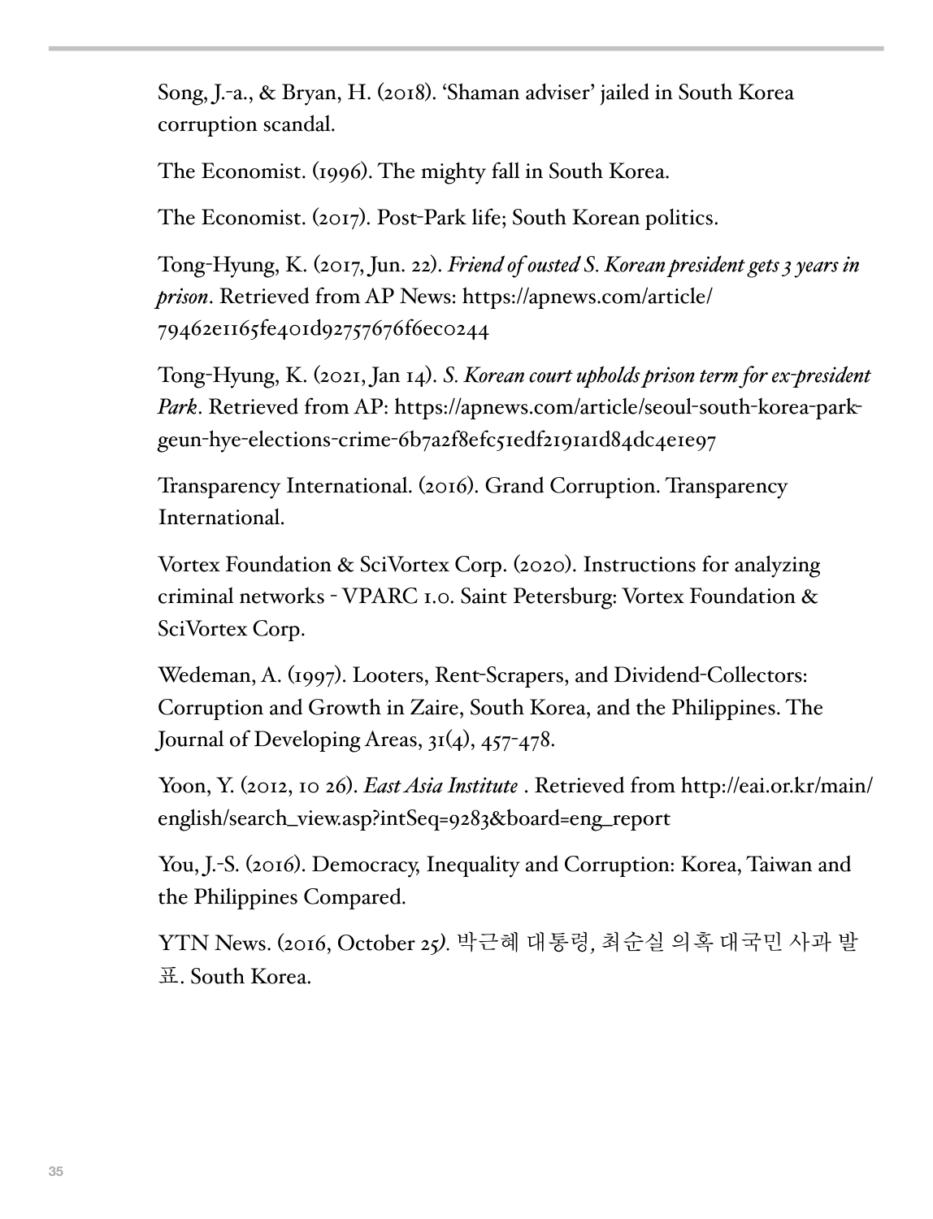Song, J.-a., & Bryan, H. (2018). 'Shaman adviser' jailed in South Korea corruption scandal.

The Economist. (1996). The mighty fall in South Korea.

The Economist. (2017). Post-Park life; South Korean politics.

Tong-Hyung, K. (2017, Jun. 22). *Friend of ousted S. Korean president gets 3 years in prison*. Retrieved from AP News: https://apnews.com/article/79462e1165fe401d92757676f6ec0244

Tong-Hyung, K. (2021, Jan 14). *S. Korean court upholds prison term for ex-president Park*. Retrieved from AP: https://apnews.com/article/seoul-south-korea-park-geun-hye-elections-crime-6b7a2f8efc51edf2191a1d84dc4e1e97

Transparency International. (2016). Grand Corruption. Transparency International.

Vortex Foundation & SciVortex Corp. (2020). Instructions for analyzing criminal networks - VPARC 1.0. Saint Petersburg: Vortex Foundation & SciVortex Corp.

Wedeman, A. (1997). Looters, Rent-Scrapers, and Dividend-Collectors: Corruption and Growth in Zaire, South Korea, and the Philippines. The Journal of Developing Areas, 31(4), 457-478.

Yoon, Y. (2012, 10 26). *East Asia Institute* . Retrieved from http://eai.or.kr/main/english/search_view.asp?intSeq=9283&board=eng_report

You, J.-S. (2016). Democracy, Inequality and Corruption: Korea, Taiwan and the Philippines Compared.

YTN News. (2016, October 25). 박근혜 대통령, 최순실 의혹 대국민 사과 발표. South Korea.